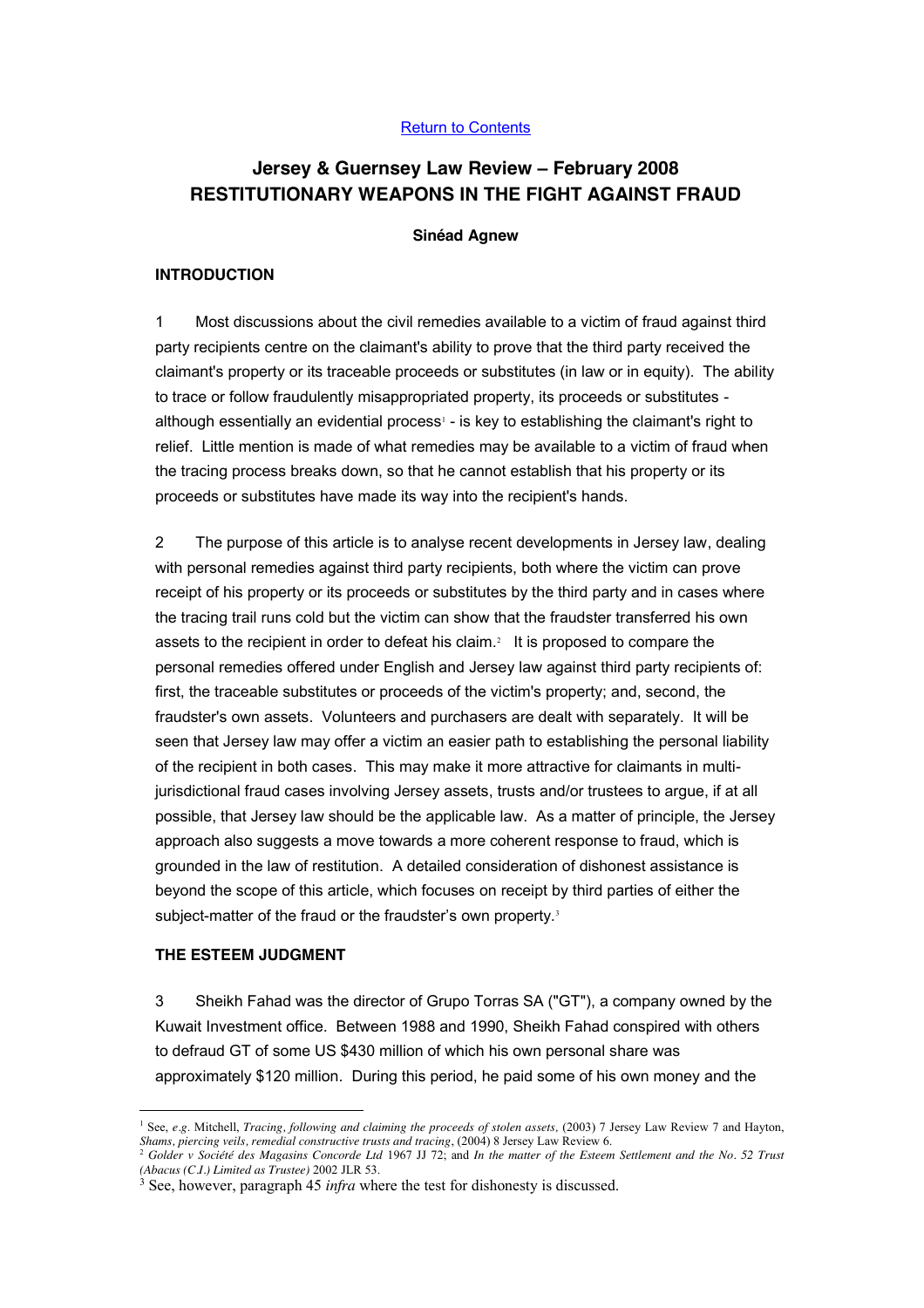Return to Contents

# Jersey & Guernsey Law Review – February 2008
# RESTITUTIONARY WEAPONS IN THE FIGHT AGAINST FRAUD

**Sinéad Agnew**

## INTRODUCTION

1 Most discussions about the civil remedies available to a victim of fraud against third party recipients centre on the claimant's ability to prove that the third party received the claimant's property or its traceable proceeds or substitutes (in law or in equity). The ability to trace or follow fraudulently misappropriated property, its proceeds or substitutes - although essentially an evidential process[1] - is key to establishing the claimant's right to relief. Little mention is made of what remedies may be available to a victim of fraud when the tracing process breaks down, so that he cannot establish that his property or its proceeds or substitutes have made its way into the recipient's hands.

2 The purpose of this article is to analyse recent developments in Jersey law, dealing with personal remedies against third party recipients, both where the victim can prove receipt of his property or its proceeds or substitutes by the third party and in cases where the tracing trail runs cold but the victim can show that the fraudster transferred his own assets to the recipient in order to defeat his claim.[2] It is proposed to compare the personal remedies offered under English and Jersey law against third party recipients of: first, the traceable substitutes or proceeds of the victim's property; and, second, the fraudster's own assets. Volunteers and purchasers are dealt with separately. It will be seen that Jersey law may offer a victim an easier path to establishing the personal liability of the recipient in both cases. This may make it more attractive for claimants in multi-jurisdictional fraud cases involving Jersey assets, trusts and/or trustees to argue, if at all possible, that Jersey law should be the applicable law. As a matter of principle, the Jersey approach also suggests a move towards a more coherent response to fraud, which is grounded in the law of restitution. A detailed consideration of dishonest assistance is beyond the scope of this article, which focuses on receipt by third parties of either the subject-matter of the fraud or the fraudster's own property.[3]

## THE ESTEEM JUDGMENT

3 Sheikh Fahad was the director of Grupo Torras SA ("GT"), a company owned by the Kuwait Investment office. Between 1988 and 1990, Sheikh Fahad conspired with others to defraud GT of some US $430 million of which his own personal share was approximately $120 million. During this period, he paid some of his own money and the

---

[1] See, *e.g.* Mitchell, *Tracing, following and claiming the proceeds of stolen assets*, (2003) 7 Jersey Law Review 7 and Hayton, *Shams, piercing veils, remedial constructive trusts and tracing*, (2004) 8 Jersey Law Review 6.

[2] *Golder v Société des Magasins Concorde Ltd* 1967 JJ 72; and *In the matter of the Esteem Settlement and the No. 52 Trust (Abacus (C.I.) Limited as Trustee)* 2002 JLR 53.

[3] See, however, paragraph 45 *infra* where the test for dishonesty is discussed.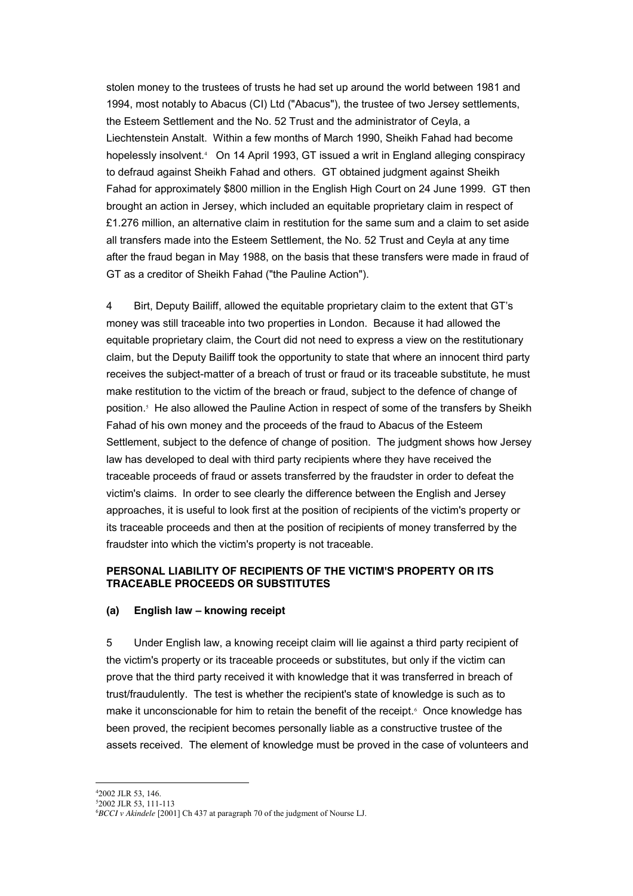stolen money to the trustees of trusts he had set up around the world between 1981 and 1994, most notably to Abacus (CI) Ltd ("Abacus"), the trustee of two Jersey settlements, the Esteem Settlement and the No. 52 Trust and the administrator of Ceyla, a Liechtenstein Anstalt. Within a few months of March 1990, Sheikh Fahad had become hopelessly insolvent.[4] On 14 April 1993, GT issued a writ in England alleging conspiracy to defraud against Sheikh Fahad and others. GT obtained judgment against Sheikh Fahad for approximately $800 million in the English High Court on 24 June 1999. GT then brought an action in Jersey, which included an equitable proprietary claim in respect of £1.276 million, an alternative claim in restitution for the same sum and a claim to set aside all transfers made into the Esteem Settlement, the No. 52 Trust and Ceyla at any time after the fraud began in May 1988, on the basis that these transfers were made in fraud of GT as a creditor of Sheikh Fahad ("the Pauline Action").

4 Birt, Deputy Bailiff, allowed the equitable proprietary claim to the extent that GT's money was still traceable into two properties in London. Because it had allowed the equitable proprietary claim, the Court did not need to express a view on the restitutionary claim, but the Deputy Bailiff took the opportunity to state that where an innocent third party receives the subject-matter of a breach of trust or fraud or its traceable substitute, he must make restitution to the victim of the breach or fraud, subject to the defence of change of position.[5] He also allowed the Pauline Action in respect of some of the transfers by Sheikh Fahad of his own money and the proceeds of the fraud to Abacus of the Esteem Settlement, subject to the defence of change of position. The judgment shows how Jersey law has developed to deal with third party recipients where they have received the traceable proceeds of fraud or assets transferred by the fraudster in order to defeat the victim's claims. In order to see clearly the difference between the English and Jersey approaches, it is useful to look first at the position of recipients of the victim's property or its traceable proceeds and then at the position of recipients of money transferred by the fraudster into which the victim's property is not traceable.

### PERSONAL LIABILITY OF RECIPIENTS OF THE VICTIM'S PROPERTY OR ITS TRACEABLE PROCEEDS OR SUBSTITUTES

#### (a) English law – knowing receipt

5 Under English law, a knowing receipt claim will lie against a third party recipient of the victim's property or its traceable proceeds or substitutes, but only if the victim can prove that the third party received it with knowledge that it was transferred in breach of trust/fraudulently. The test is whether the recipient's state of knowledge is such as to make it unconscionable for him to retain the benefit of the receipt.[6] Once knowledge has been proved, the recipient becomes personally liable as a constructive trustee of the assets received. The element of knowledge must be proved in the case of volunteers and

---

[4] 2002 JLR 53, 146.

[5] 2002 JLR 53, 111-113

[6] *BCCI v Akindele* [2001] Ch 437 at paragraph 70 of the judgment of Nourse LJ.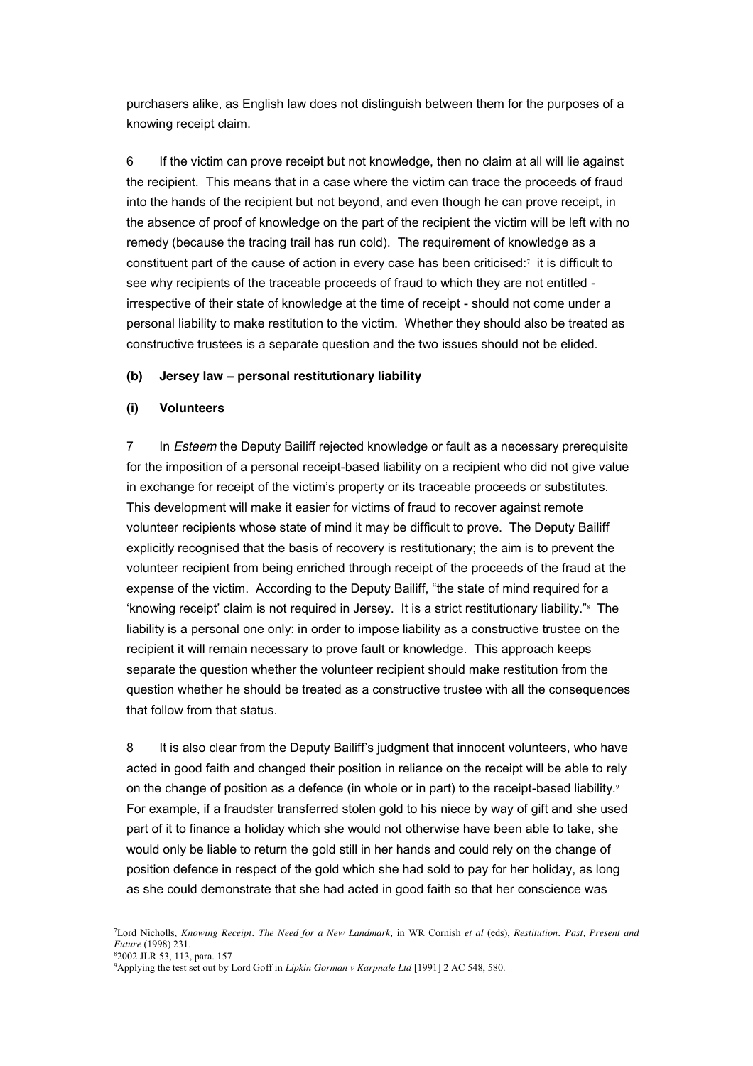purchasers alike, as English law does not distinguish between them for the purposes of a knowing receipt claim.

6 If the victim can prove receipt but not knowledge, then no claim at all will lie against the recipient. This means that in a case where the victim can trace the proceeds of fraud into the hands of the recipient but not beyond, and even though he can prove receipt, in the absence of proof of knowledge on the part of the recipient the victim will be left with no remedy (because the tracing trail has run cold). The requirement of knowledge as a constituent part of the cause of action in every case has been criticised:[7] it is difficult to see why recipients of the traceable proceeds of fraud to which they are not entitled - irrespective of their state of knowledge at the time of receipt - should not come under a personal liability to make restitution to the victim. Whether they should also be treated as constructive trustees is a separate question and the two issues should not be elided.

### (b) Jersey law – personal restitutionary liability

### (i) Volunteers

7 In *Esteem* the Deputy Bailiff rejected knowledge or fault as a necessary prerequisite for the imposition of a personal receipt-based liability on a recipient who did not give value in exchange for receipt of the victim's property or its traceable proceeds or substitutes. This development will make it easier for victims of fraud to recover against remote volunteer recipients whose state of mind it may be difficult to prove. The Deputy Bailiff explicitly recognised that the basis of recovery is restitutionary; the aim is to prevent the volunteer recipient from being enriched through receipt of the proceeds of the fraud at the expense of the victim. According to the Deputy Bailiff, "the state of mind required for a 'knowing receipt' claim is not required in Jersey. It is a strict restitutionary liability."[8] The liability is a personal one only: in order to impose liability as a constructive trustee on the recipient it will remain necessary to prove fault or knowledge. This approach keeps separate the question whether the volunteer recipient should make restitution from the question whether he should be treated as a constructive trustee with all the consequences that follow from that status.

8 It is also clear from the Deputy Bailiff's judgment that innocent volunteers, who have acted in good faith and changed their position in reliance on the receipt will be able to rely on the change of position as a defence (in whole or in part) to the receipt-based liability.[9] For example, if a fraudster transferred stolen gold to his niece by way of gift and she used part of it to finance a holiday which she would not otherwise have been able to take, she would only be liable to return the gold still in her hands and could rely on the change of position defence in respect of the gold which she had sold to pay for her holiday, as long as she could demonstrate that she had acted in good faith so that her conscience was

---

[7] Lord Nicholls, *Knowing Receipt: The Need for a New Landmark,* in WR Cornish *et al* (eds), *Restitution: Past, Present and Future* (1998) 231.

[8] 2002 JLR 53, 113, para. 157

[9] Applying the test set out by Lord Goff in *Lipkin Gorman v Karpnale Ltd* [1991] 2 AC 548, 580.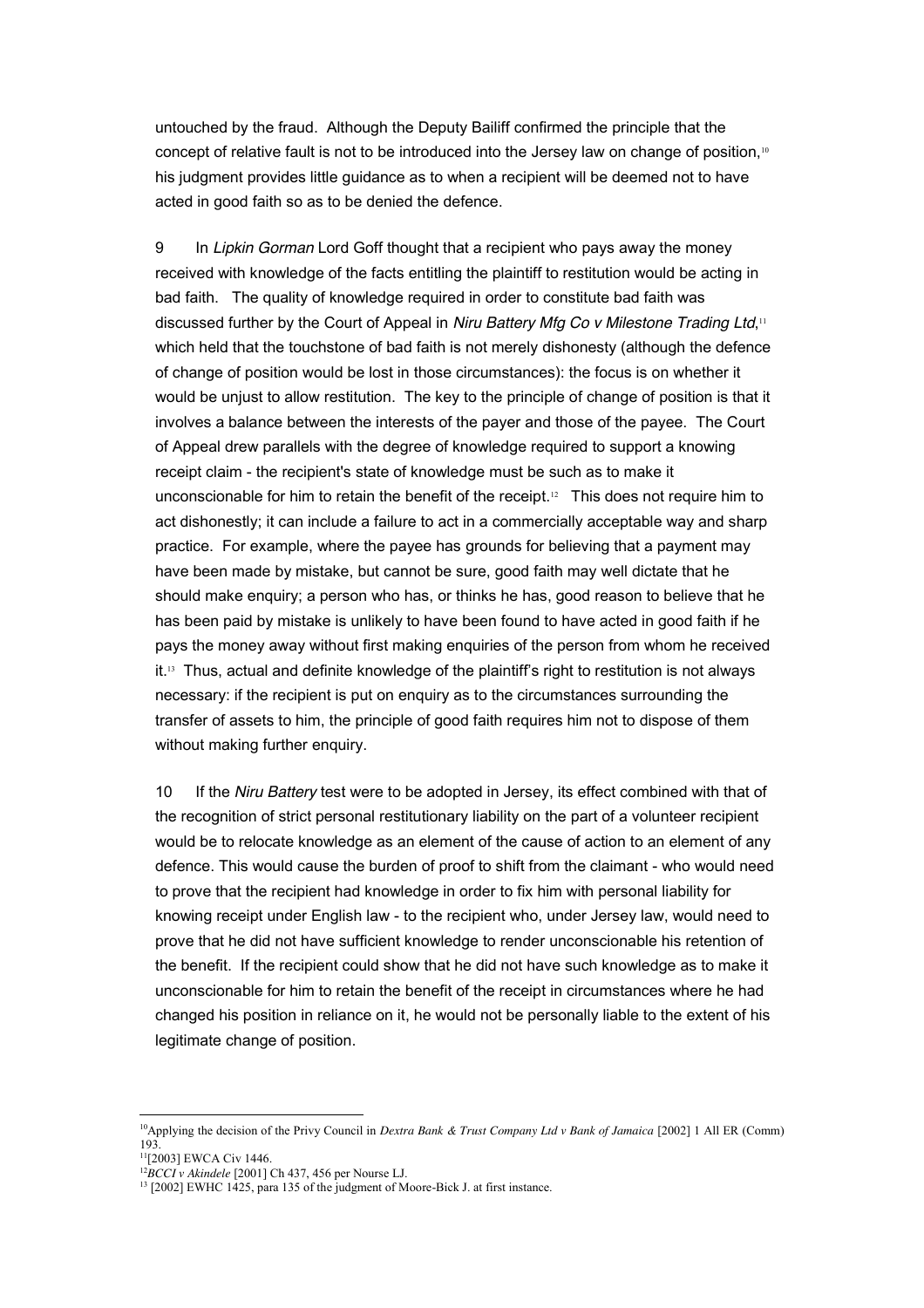untouched by the fraud. Although the Deputy Bailiff confirmed the principle that the concept of relative fault is not to be introduced into the Jersey law on change of position,[10] his judgment provides little guidance as to when a recipient will be deemed not to have acted in good faith so as to be denied the defence.

9 In *Lipkin Gorman* Lord Goff thought that a recipient who pays away the money received with knowledge of the facts entitling the plaintiff to restitution would be acting in bad faith. The quality of knowledge required in order to constitute bad faith was discussed further by the Court of Appeal in *Niru Battery Mfg Co v Milestone Trading Ltd*,[11] which held that the touchstone of bad faith is not merely dishonesty (although the defence of change of position would be lost in those circumstances): the focus is on whether it would be unjust to allow restitution. The key to the principle of change of position is that it involves a balance between the interests of the payer and those of the payee. The Court of Appeal drew parallels with the degree of knowledge required to support a knowing receipt claim - the recipient's state of knowledge must be such as to make it unconscionable for him to retain the benefit of the receipt.[12] This does not require him to act dishonestly; it can include a failure to act in a commercially acceptable way and sharp practice. For example, where the payee has grounds for believing that a payment may have been made by mistake, but cannot be sure, good faith may well dictate that he should make enquiry; a person who has, or thinks he has, good reason to believe that he has been paid by mistake is unlikely to have been found to have acted in good faith if he pays the money away without first making enquiries of the person from whom he received it.[13] Thus, actual and definite knowledge of the plaintiff's right to restitution is not always necessary: if the recipient is put on enquiry as to the circumstances surrounding the transfer of assets to him, the principle of good faith requires him not to dispose of them without making further enquiry.

10 If the *Niru Battery* test were to be adopted in Jersey, its effect combined with that of the recognition of strict personal restitutionary liability on the part of a volunteer recipient would be to relocate knowledge as an element of the cause of action to an element of any defence. This would cause the burden of proof to shift from the claimant - who would need to prove that the recipient had knowledge in order to fix him with personal liability for knowing receipt under English law - to the recipient who, under Jersey law, would need to prove that he did not have sufficient knowledge to render unconscionable his retention of the benefit. If the recipient could show that he did not have such knowledge as to make it unconscionable for him to retain the benefit of the receipt in circumstances where he had changed his position in reliance on it, he would not be personally liable to the extent of his legitimate change of position.

---

[10] Applying the decision of the Privy Council in *Dextra Bank & Trust Company Ltd v Bank of Jamaica* [2002] 1 All ER (Comm) 193.

[11] [2003] EWCA Civ 1446.

[12] *BCCI v Akindele* [2001] Ch 437, 456 per Nourse LJ.

[13] [2002] EWHC 1425, para 135 of the judgment of Moore-Bick J. at first instance.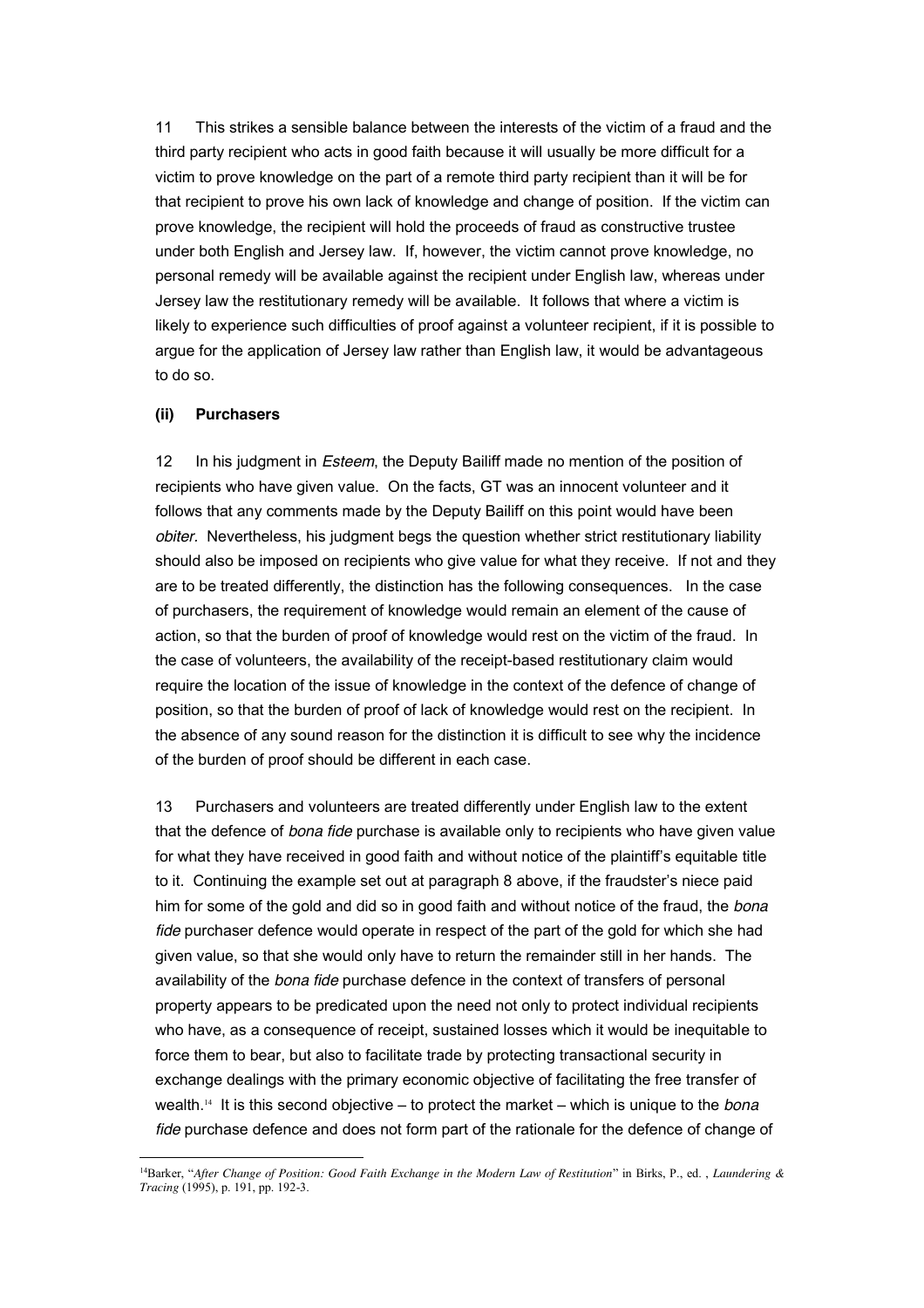11 This strikes a sensible balance between the interests of the victim of a fraud and the third party recipient who acts in good faith because it will usually be more difficult for a victim to prove knowledge on the part of a remote third party recipient than it will be for that recipient to prove his own lack of knowledge and change of position. If the victim can prove knowledge, the recipient will hold the proceeds of fraud as constructive trustee under both English and Jersey law. If, however, the victim cannot prove knowledge, no personal remedy will be available against the recipient under English law, whereas under Jersey law the restitutionary remedy will be available. It follows that where a victim is likely to experience such difficulties of proof against a volunteer recipient, if it is possible to argue for the application of Jersey law rather than English law, it would be advantageous to do so.

**(ii) Purchasers**

12 In his judgment in *Esteem*, the Deputy Bailiff made no mention of the position of recipients who have given value. On the facts, GT was an innocent volunteer and it follows that any comments made by the Deputy Bailiff on this point would have been *obiter*. Nevertheless, his judgment begs the question whether strict restitutionary liability should also be imposed on recipients who give value for what they receive. If not and they are to be treated differently, the distinction has the following consequences. In the case of purchasers, the requirement of knowledge would remain an element of the cause of action, so that the burden of proof of knowledge would rest on the victim of the fraud. In the case of volunteers, the availability of the receipt-based restitutionary claim would require the location of the issue of knowledge in the context of the defence of change of position, so that the burden of proof of lack of knowledge would rest on the recipient. In the absence of any sound reason for the distinction it is difficult to see why the incidence of the burden of proof should be different in each case.

13 Purchasers and volunteers are treated differently under English law to the extent that the defence of *bona fide* purchase is available only to recipients who have given value for what they have received in good faith and without notice of the plaintiff's equitable title to it. Continuing the example set out at paragraph 8 above, if the fraudster's niece paid him for some of the gold and did so in good faith and without notice of the fraud, the *bona fide* purchaser defence would operate in respect of the part of the gold for which she had given value, so that she would only have to return the remainder still in her hands. The availability of the *bona fide* purchase defence in the context of transfers of personal property appears to be predicated upon the need not only to protect individual recipients who have, as a consequence of receipt, sustained losses which it would be inequitable to force them to bear, but also to facilitate trade by protecting transactional security in exchange dealings with the primary economic objective of facilitating the free transfer of wealth.[14] It is this second objective – to protect the market – which is unique to the *bona fide* purchase defence and does not form part of the rationale for the defence of change of

[14] Barker, "*After Change of Position: Good Faith Exchange in the Modern Law of Restitution*" in Birks, P., ed. , *Laundering & Tracing* (1995), p. 191, pp. 192-3.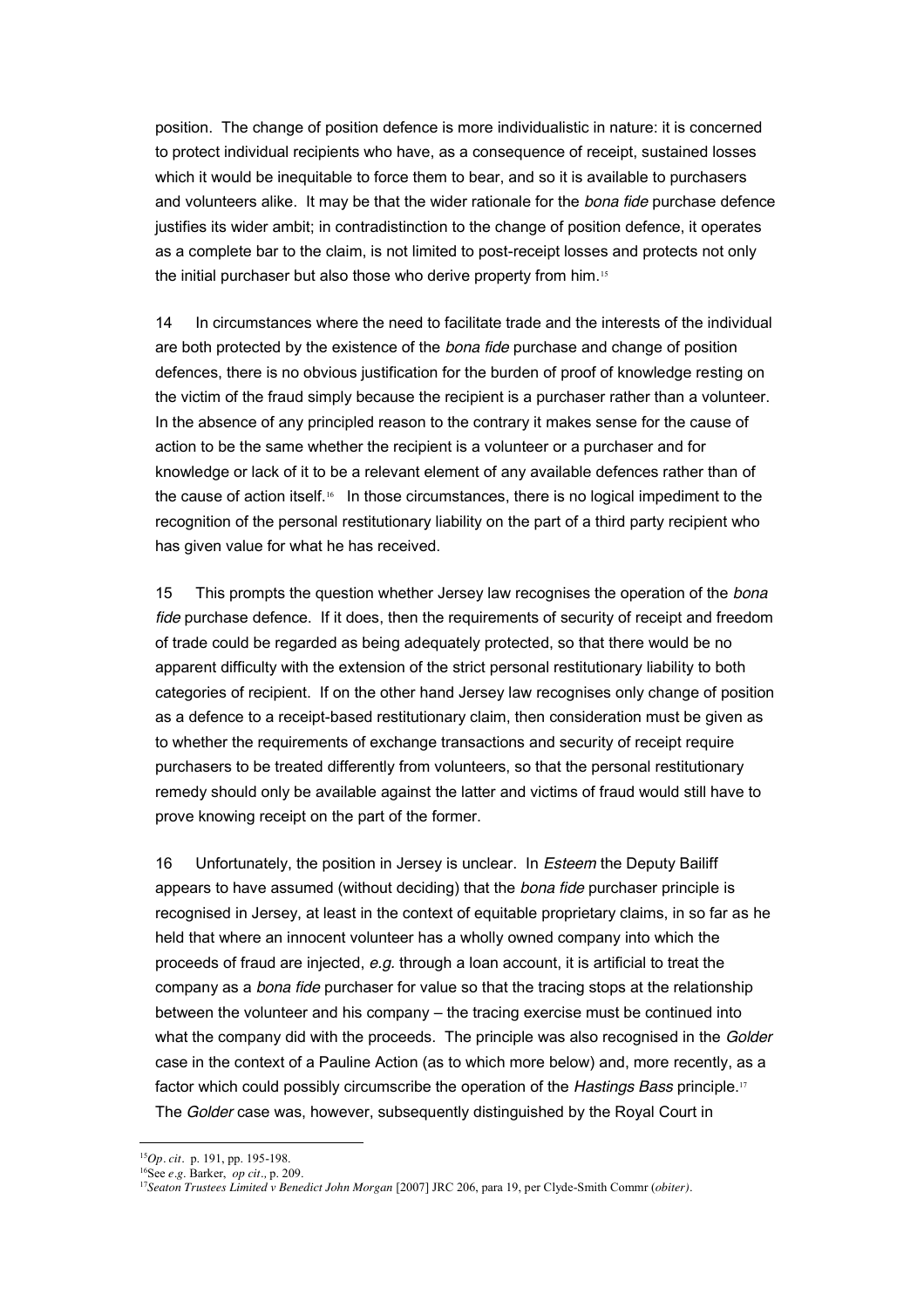position. The change of position defence is more individualistic in nature: it is concerned to protect individual recipients who have, as a consequence of receipt, sustained losses which it would be inequitable to force them to bear, and so it is available to purchasers and volunteers alike. It may be that the wider rationale for the *bona fide* purchase defence justifies its wider ambit; in contradistinction to the change of position defence, it operates as a complete bar to the claim, is not limited to post-receipt losses and protects not only the initial purchaser but also those who derive property from him.[15]

14 In circumstances where the need to facilitate trade and the interests of the individual are both protected by the existence of the *bona fide* purchase and change of position defences, there is no obvious justification for the burden of proof of knowledge resting on the victim of the fraud simply because the recipient is a purchaser rather than a volunteer. In the absence of any principled reason to the contrary it makes sense for the cause of action to be the same whether the recipient is a volunteer or a purchaser and for knowledge or lack of it to be a relevant element of any available defences rather than of the cause of action itself.[16] In those circumstances, there is no logical impediment to the recognition of the personal restitutionary liability on the part of a third party recipient who has given value for what he has received.

15 This prompts the question whether Jersey law recognises the operation of the *bona fide* purchase defence. If it does, then the requirements of security of receipt and freedom of trade could be regarded as being adequately protected, so that there would be no apparent difficulty with the extension of the strict personal restitutionary liability to both categories of recipient. If on the other hand Jersey law recognises only change of position as a defence to a receipt-based restitutionary claim, then consideration must be given as to whether the requirements of exchange transactions and security of receipt require purchasers to be treated differently from volunteers, so that the personal restitutionary remedy should only be available against the latter and victims of fraud would still have to prove knowing receipt on the part of the former.

16 Unfortunately, the position in Jersey is unclear. In *Esteem* the Deputy Bailiff appears to have assumed (without deciding) that the *bona fide* purchaser principle is recognised in Jersey, at least in the context of equitable proprietary claims, in so far as he held that where an innocent volunteer has a wholly owned company into which the proceeds of fraud are injected, *e.g.* through a loan account, it is artificial to treat the company as a *bona fide* purchaser for value so that the tracing stops at the relationship between the volunteer and his company – the tracing exercise must be continued into what the company did with the proceeds. The principle was also recognised in the *Golder* case in the context of a Pauline Action (as to which more below) and, more recently, as a factor which could possibly circumscribe the operation of the *Hastings Bass* principle.[17] The *Golder* case was, however, subsequently distinguished by the Royal Court in

---

[15] *Op. cit*. p. 191, pp. 195-198.

[16] See *e.g.* Barker, *op cit*., p. 209.

[17] *Seaton Trustees Limited v Benedict John Morgan* [2007] JRC 206, para 19, per Clyde-Smith Commr (*obiter)*.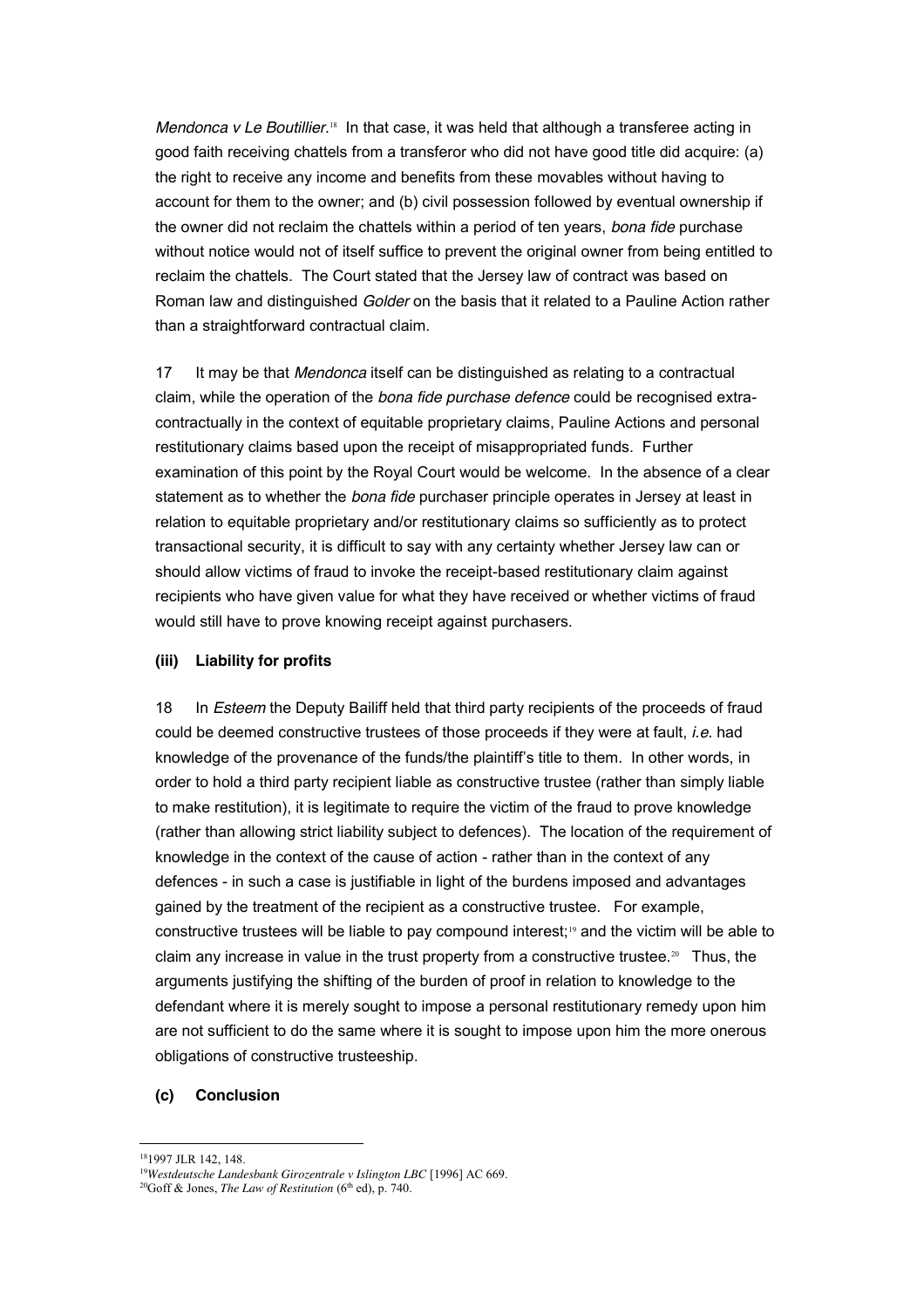*Mendonca v Le Boutillier.*[18] In that case, it was held that although a transferee acting in good faith receiving chattels from a transferor who did not have good title did acquire: (a) the right to receive any income and benefits from these movables without having to account for them to the owner; and (b) civil possession followed by eventual ownership if the owner did not reclaim the chattels within a period of ten years, *bona fide* purchase without notice would not of itself suffice to prevent the original owner from being entitled to reclaim the chattels. The Court stated that the Jersey law of contract was based on Roman law and distinguished *Golder* on the basis that it related to a Pauline Action rather than a straightforward contractual claim.

17 It may be that *Mendonca* itself can be distinguished as relating to a contractual claim, while the operation of the *bona fide purchase defence* could be recognised extra-contractually in the context of equitable proprietary claims, Pauline Actions and personal restitutionary claims based upon the receipt of misappropriated funds. Further examination of this point by the Royal Court would be welcome. In the absence of a clear statement as to whether the *bona fide* purchaser principle operates in Jersey at least in relation to equitable proprietary and/or restitutionary claims so sufficiently as to protect transactional security, it is difficult to say with any certainty whether Jersey law can or should allow victims of fraud to invoke the receipt-based restitutionary claim against recipients who have given value for what they have received or whether victims of fraud would still have to prove knowing receipt against purchasers.

### (iii) Liability for profits

18 In *Esteem* the Deputy Bailiff held that third party recipients of the proceeds of fraud could be deemed constructive trustees of those proceeds if they were at fault, *i.e.* had knowledge of the provenance of the funds/the plaintiff's title to them. In other words, in order to hold a third party recipient liable as constructive trustee (rather than simply liable to make restitution), it is legitimate to require the victim of the fraud to prove knowledge (rather than allowing strict liability subject to defences). The location of the requirement of knowledge in the context of the cause of action - rather than in the context of any defences - in such a case is justifiable in light of the burdens imposed and advantages gained by the treatment of the recipient as a constructive trustee. For example, constructive trustees will be liable to pay compound interest;[19] and the victim will be able to claim any increase in value in the trust property from a constructive trustee.[20] Thus, the arguments justifying the shifting of the burden of proof in relation to knowledge to the defendant where it is merely sought to impose a personal restitutionary remedy upon him are not sufficient to do the same where it is sought to impose upon him the more onerous obligations of constructive trusteeship.

## (c) Conclusion

---

[18] 1997 JLR 142, 148.

[19] *Westdeutsche Landesbank Girozentrale v Islington LBC* [1996] AC 669.

[20] Goff & Jones, *The Law of Restitution* (6th ed), p. 740.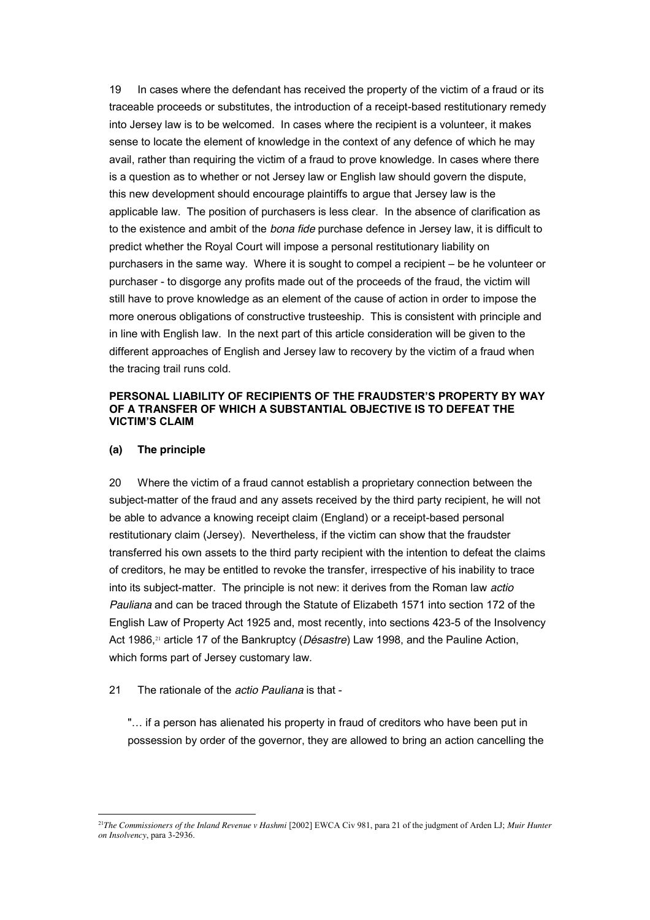19 In cases where the defendant has received the property of the victim of a fraud or its traceable proceeds or substitutes, the introduction of a receipt-based restitutionary remedy into Jersey law is to be welcomed. In cases where the recipient is a volunteer, it makes sense to locate the element of knowledge in the context of any defence of which he may avail, rather than requiring the victim of a fraud to prove knowledge. In cases where there is a question as to whether or not Jersey law or English law should govern the dispute, this new development should encourage plaintiffs to argue that Jersey law is the applicable law. The position of purchasers is less clear. In the absence of clarification as to the existence and ambit of the *bona fide* purchase defence in Jersey law, it is difficult to predict whether the Royal Court will impose a personal restitutionary liability on purchasers in the same way. Where it is sought to compel a recipient – be he volunteer or purchaser - to disgorge any profits made out of the proceeds of the fraud, the victim will still have to prove knowledge as an element of the cause of action in order to impose the more onerous obligations of constructive trusteeship. This is consistent with principle and in line with English law. In the next part of this article consideration will be given to the different approaches of English and Jersey law to recovery by the victim of a fraud when the tracing trail runs cold.

## PERSONAL LIABILITY OF RECIPIENTS OF THE FRAUDSTER'S PROPERTY BY WAY OF A TRANSFER OF WHICH A SUBSTANTIAL OBJECTIVE IS TO DEFEAT THE VICTIM'S CLAIM

### (a) The principle

20 Where the victim of a fraud cannot establish a proprietary connection between the subject-matter of the fraud and any assets received by the third party recipient, he will not be able to advance a knowing receipt claim (England) or a receipt-based personal restitutionary claim (Jersey). Nevertheless, if the victim can show that the fraudster transferred his own assets to the third party recipient with the intention to defeat the claims of creditors, he may be entitled to revoke the transfer, irrespective of his inability to trace into its subject-matter. The principle is not new: it derives from the Roman law *actio Pauliana* and can be traced through the Statute of Elizabeth 1571 into section 172 of the English Law of Property Act 1925 and, most recently, into sections 423-5 of the Insolvency Act 1986,[21] article 17 of the Bankruptcy (*Désastre*) Law 1998, and the Pauline Action, which forms part of Jersey customary law.

21 The rationale of the *actio Pauliana* is that -

"… if a person has alienated his property in fraud of creditors who have been put in possession by order of the governor, they are allowed to bring an action cancelling the

---

[21] *The Commissioners of the Inland Revenue v Hashmi* [2002] EWCA Civ 981, para 21 of the judgment of Arden LJ; *Muir Hunter on Insolvency*, para 3-2936.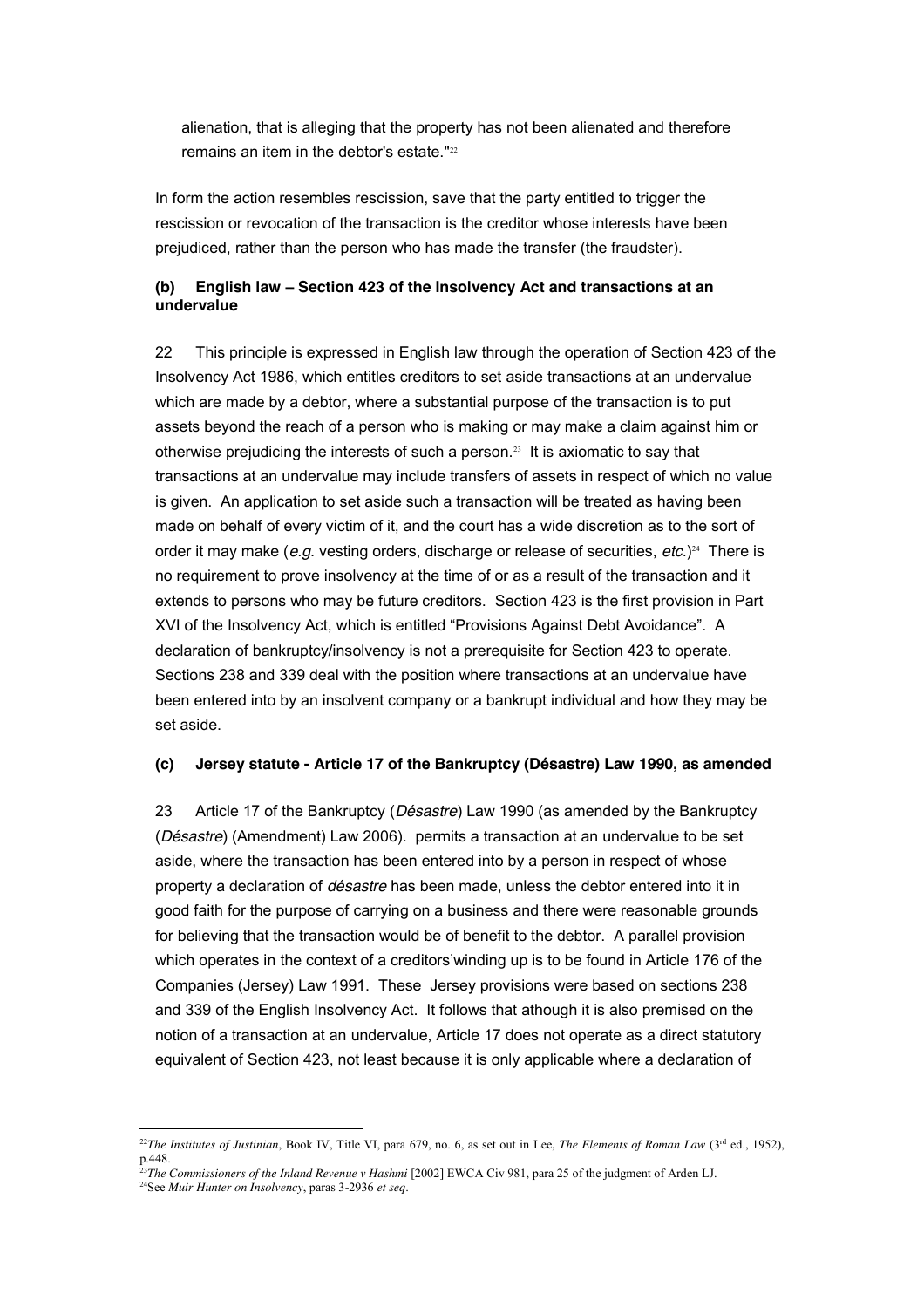alienation, that is alleging that the property has not been alienated and therefore remains an item in the debtor's estate."[22]

In form the action resembles rescission, save that the party entitled to trigger the rescission or revocation of the transaction is the creditor whose interests have been prejudiced, rather than the person who has made the transfer (the fraudster).

### (b) English law – Section 423 of the Insolvency Act and transactions at an undervalue

22 This principle is expressed in English law through the operation of Section 423 of the Insolvency Act 1986, which entitles creditors to set aside transactions at an undervalue which are made by a debtor, where a substantial purpose of the transaction is to put assets beyond the reach of a person who is making or may make a claim against him or otherwise prejudicing the interests of such a person.[23] It is axiomatic to say that transactions at an undervalue may include transfers of assets in respect of which no value is given. An application to set aside such a transaction will be treated as having been made on behalf of every victim of it, and the court has a wide discretion as to the sort of order it may make (*e.g.* vesting orders, discharge or release of securities, *etc.*)[24] There is no requirement to prove insolvency at the time of or as a result of the transaction and it extends to persons who may be future creditors. Section 423 is the first provision in Part XVI of the Insolvency Act, which is entitled "Provisions Against Debt Avoidance". A declaration of bankruptcy/insolvency is not a prerequisite for Section 423 to operate. Sections 238 and 339 deal with the position where transactions at an undervalue have been entered into by an insolvent company or a bankrupt individual and how they may be set aside.

### (c) Jersey statute - Article 17 of the Bankruptcy (Désastre) Law 1990, as amended

23 Article 17 of the Bankruptcy (*Désastre*) Law 1990 (as amended by the Bankruptcy (*Désastre*) (Amendment) Law 2006). permits a transaction at an undervalue to be set aside, where the transaction has been entered into by a person in respect of whose property a declaration of *désastre* has been made, unless the debtor entered into it in good faith for the purpose of carrying on a business and there were reasonable grounds for believing that the transaction would be of benefit to the debtor. A parallel provision which operates in the context of a creditors'winding up is to be found in Article 176 of the Companies (Jersey) Law 1991. These Jersey provisions were based on sections 238 and 339 of the English Insolvency Act. It follows that athough it is also premised on the notion of a transaction at an undervalue, Article 17 does not operate as a direct statutory equivalent of Section 423, not least because it is only applicable where a declaration of

---

[22] *The Institutes of Justinian*, Book IV, Title VI, para 679, no. 6, as set out in Lee, *The Elements of Roman Law* (3rd ed., 1952), p.448.

[23] *The Commissioners of the Inland Revenue v Hashmi* [2002] EWCA Civ 981, para 25 of the judgment of Arden LJ.

[24] See *Muir Hunter on Insolvency*, paras 3-2936 *et seq*.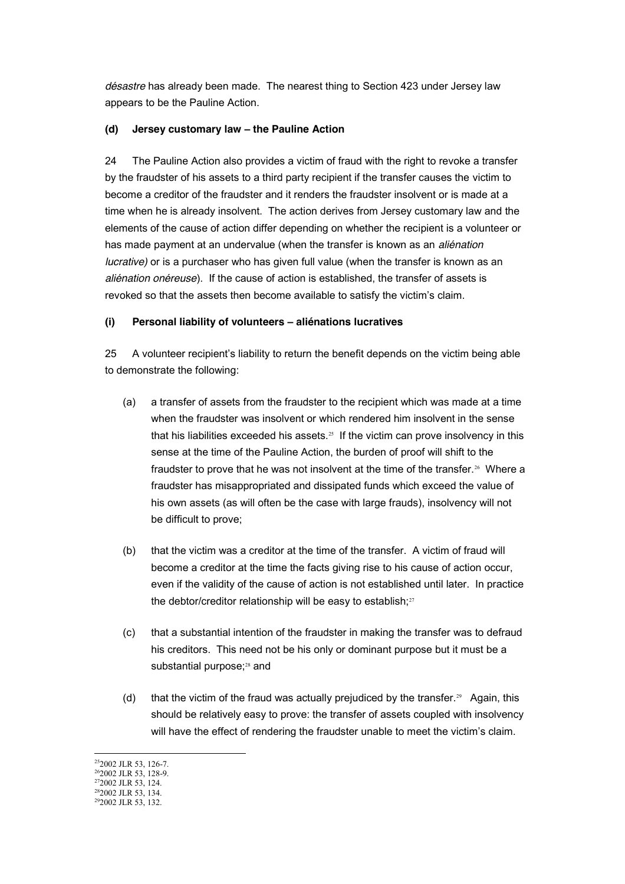*désastre* has already been made. The nearest thing to Section 423 under Jersey law appears to be the Pauline Action.

**(d) Jersey customary law – the Pauline Action**

24 The Pauline Action also provides a victim of fraud with the right to revoke a transfer by the fraudster of his assets to a third party recipient if the transfer causes the victim to become a creditor of the fraudster and it renders the fraudster insolvent or is made at a time when he is already insolvent. The action derives from Jersey customary law and the elements of the cause of action differ depending on whether the recipient is a volunteer or has made payment at an undervalue (when the transfer is known as an *aliénation lucrative)* or is a purchaser who has given full value (when the transfer is known as an *aliénation onéreuse*). If the cause of action is established, the transfer of assets is revoked so that the assets then become available to satisfy the victim's claim.

**(i) Personal liability of volunteers – aliénations lucratives**

25 A volunteer recipient's liability to return the benefit depends on the victim being able to demonstrate the following:

(a) a transfer of assets from the fraudster to the recipient which was made at a time when the fraudster was insolvent or which rendered him insolvent in the sense that his liabilities exceeded his assets.[25] If the victim can prove insolvency in this sense at the time of the Pauline Action, the burden of proof will shift to the fraudster to prove that he was not insolvent at the time of the transfer.[26] Where a fraudster has misappropriated and dissipated funds which exceed the value of his own assets (as will often be the case with large frauds), insolvency will not be difficult to prove;

(b) that the victim was a creditor at the time of the transfer. A victim of fraud will become a creditor at the time the facts giving rise to his cause of action occur, even if the validity of the cause of action is not established until later. In practice the debtor/creditor relationship will be easy to establish;[27]

(c) that a substantial intention of the fraudster in making the transfer was to defraud his creditors. This need not be his only or dominant purpose but it must be a substantial purpose;[28] and

(d) that the victim of the fraud was actually prejudiced by the transfer.[29] Again, this should be relatively easy to prove: the transfer of assets coupled with insolvency will have the effect of rendering the fraudster unable to meet the victim's claim.

---

[25] 2002 JLR 53, 126-7.
[26] 2002 JLR 53, 128-9.
[27] 2002 JLR 53, 124.
[28] 2002 JLR 53, 134.
[29] 2002 JLR 53, 132.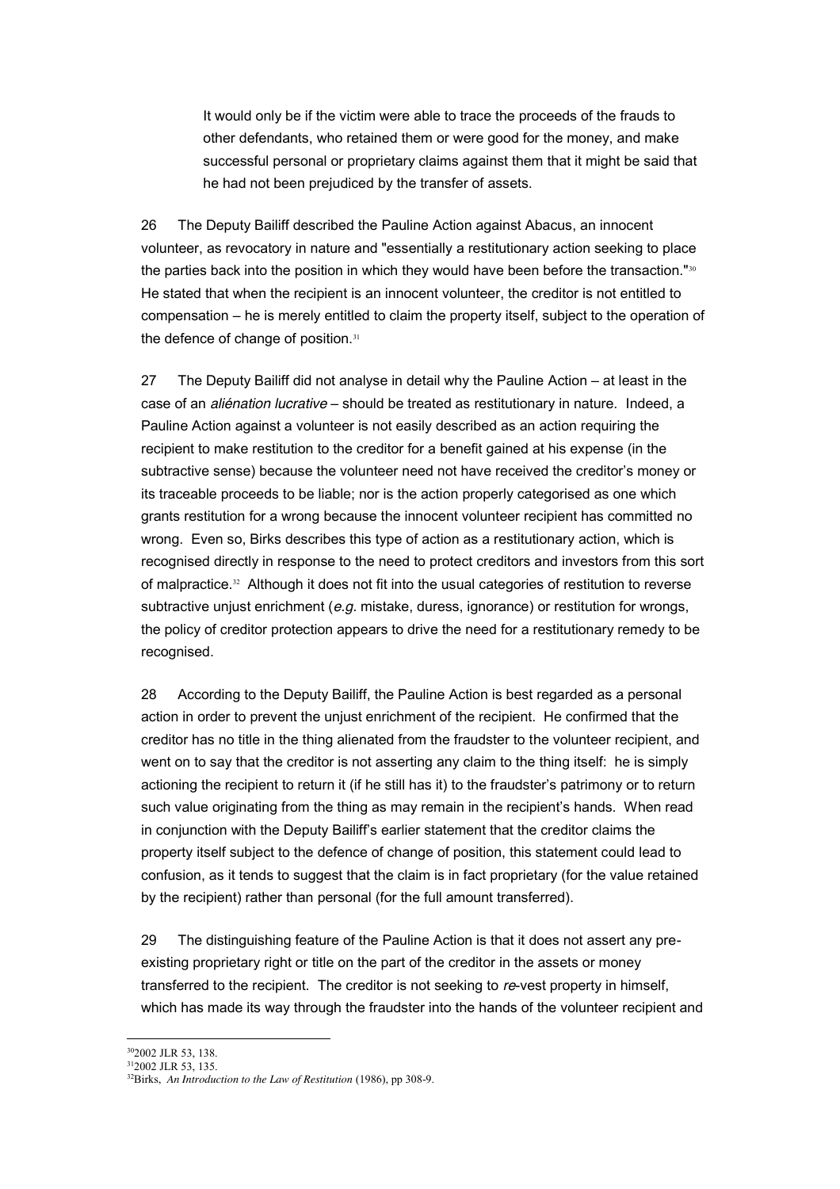> It would only be if the victim were able to trace the proceeds of the frauds to other defendants, who retained them or were good for the money, and make successful personal or proprietary claims against them that it might be said that he had not been prejudiced by the transfer of assets.

26 The Deputy Bailiff described the Pauline Action against Abacus, an innocent volunteer, as revocatory in nature and "essentially a restitutionary action seeking to place the parties back into the position in which they would have been before the transaction."[30] He stated that when the recipient is an innocent volunteer, the creditor is not entitled to compensation – he is merely entitled to claim the property itself, subject to the operation of the defence of change of position.[31]

27 The Deputy Bailiff did not analyse in detail why the Pauline Action – at least in the case of an *aliénation lucrative* – should be treated as restitutionary in nature. Indeed, a Pauline Action against a volunteer is not easily described as an action requiring the recipient to make restitution to the creditor for a benefit gained at his expense (in the subtractive sense) because the volunteer need not have received the creditor's money or its traceable proceeds to be liable; nor is the action properly categorised as one which grants restitution for a wrong because the innocent volunteer recipient has committed no wrong. Even so, Birks describes this type of action as a restitutionary action, which is recognised directly in response to the need to protect creditors and investors from this sort of malpractice.[32] Although it does not fit into the usual categories of restitution to reverse subtractive unjust enrichment (*e.g.* mistake, duress, ignorance) or restitution for wrongs, the policy of creditor protection appears to drive the need for a restitutionary remedy to be recognised.

28 According to the Deputy Bailiff, the Pauline Action is best regarded as a personal action in order to prevent the unjust enrichment of the recipient. He confirmed that the creditor has no title in the thing alienated from the fraudster to the volunteer recipient, and went on to say that the creditor is not asserting any claim to the thing itself: he is simply actioning the recipient to return it (if he still has it) to the fraudster's patrimony or to return such value originating from the thing as may remain in the recipient's hands. When read in conjunction with the Deputy Bailiff's earlier statement that the creditor claims the property itself subject to the defence of change of position, this statement could lead to confusion, as it tends to suggest that the claim is in fact proprietary (for the value retained by the recipient) rather than personal (for the full amount transferred).

29 The distinguishing feature of the Pauline Action is that it does not assert any pre-existing proprietary right or title on the part of the creditor in the assets or money transferred to the recipient. The creditor is not seeking to *re*-vest property in himself, which has made its way through the fraudster into the hands of the volunteer recipient and

---

[30] 2002 JLR 53, 138.

[31] 2002 JLR 53, 135.

[32] Birks, *An Introduction to the Law of Restitution* (1986), pp 308-9.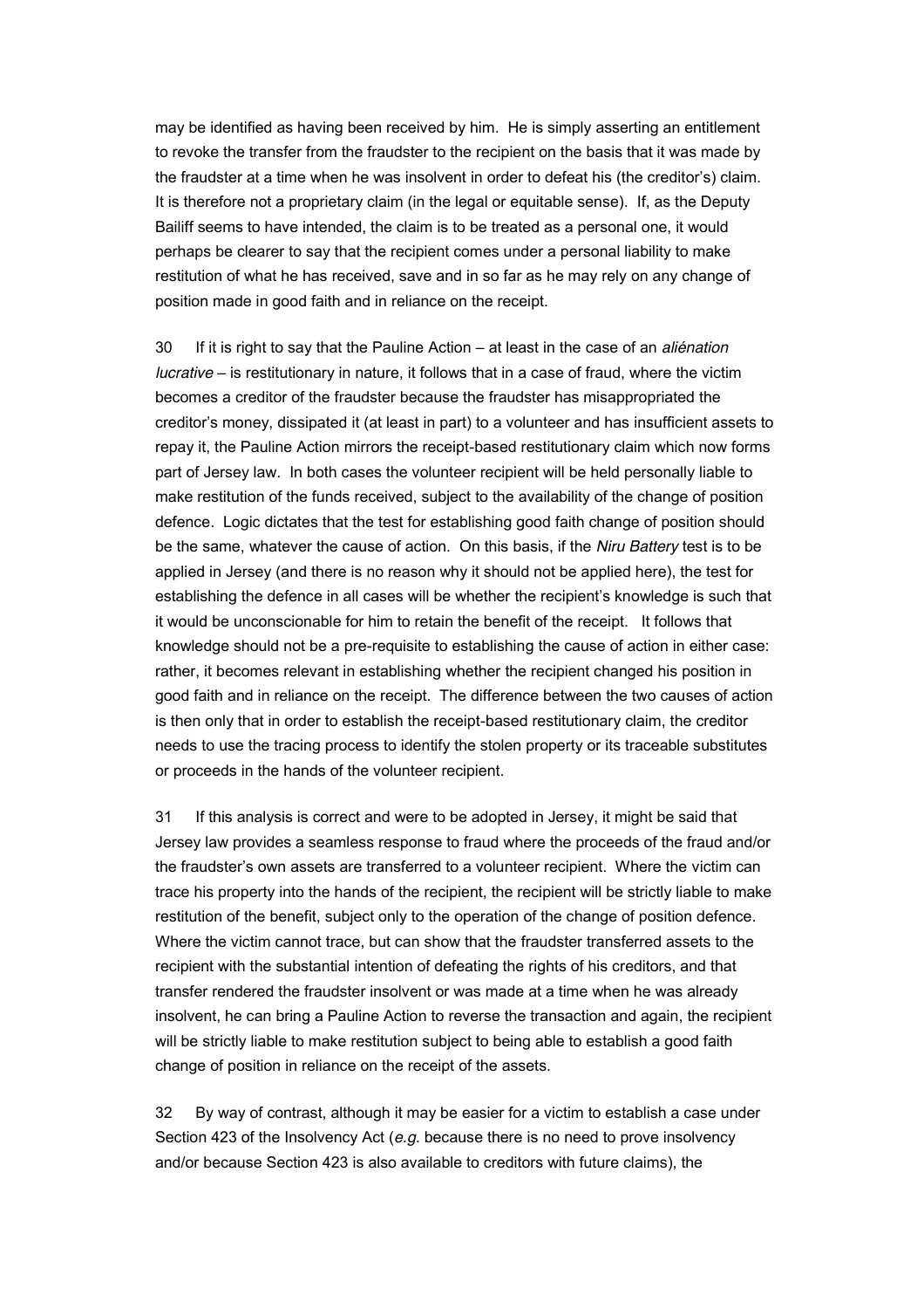may be identified as having been received by him. He is simply asserting an entitlement to revoke the transfer from the fraudster to the recipient on the basis that it was made by the fraudster at a time when he was insolvent in order to defeat his (the creditor's) claim. It is therefore not a proprietary claim (in the legal or equitable sense). If, as the Deputy Bailiff seems to have intended, the claim is to be treated as a personal one, it would perhaps be clearer to say that the recipient comes under a personal liability to make restitution of what he has received, save and in so far as he may rely on any change of position made in good faith and in reliance on the receipt.

30 If it is right to say that the Pauline Action – at least in the case of an *aliénation lucrative* – is restitutionary in nature, it follows that in a case of fraud, where the victim becomes a creditor of the fraudster because the fraudster has misappropriated the creditor's money, dissipated it (at least in part) to a volunteer and has insufficient assets to repay it, the Pauline Action mirrors the receipt-based restitutionary claim which now forms part of Jersey law. In both cases the volunteer recipient will be held personally liable to make restitution of the funds received, subject to the availability of the change of position defence. Logic dictates that the test for establishing good faith change of position should be the same, whatever the cause of action. On this basis, if the *Niru Battery* test is to be applied in Jersey (and there is no reason why it should not be applied here), the test for establishing the defence in all cases will be whether the recipient's knowledge is such that it would be unconscionable for him to retain the benefit of the receipt. It follows that knowledge should not be a pre-requisite to establishing the cause of action in either case: rather, it becomes relevant in establishing whether the recipient changed his position in good faith and in reliance on the receipt. The difference between the two causes of action is then only that in order to establish the receipt-based restitutionary claim, the creditor needs to use the tracing process to identify the stolen property or its traceable substitutes or proceeds in the hands of the volunteer recipient.

31 If this analysis is correct and were to be adopted in Jersey, it might be said that Jersey law provides a seamless response to fraud where the proceeds of the fraud and/or the fraudster's own assets are transferred to a volunteer recipient. Where the victim can trace his property into the hands of the recipient, the recipient will be strictly liable to make restitution of the benefit, subject only to the operation of the change of position defence. Where the victim cannot trace, but can show that the fraudster transferred assets to the recipient with the substantial intention of defeating the rights of his creditors, and that transfer rendered the fraudster insolvent or was made at a time when he was already insolvent, he can bring a Pauline Action to reverse the transaction and again, the recipient will be strictly liable to make restitution subject to being able to establish a good faith change of position in reliance on the receipt of the assets.

32 By way of contrast, although it may be easier for a victim to establish a case under Section 423 of the Insolvency Act (*e.g.* because there is no need to prove insolvency and/or because Section 423 is also available to creditors with future claims), the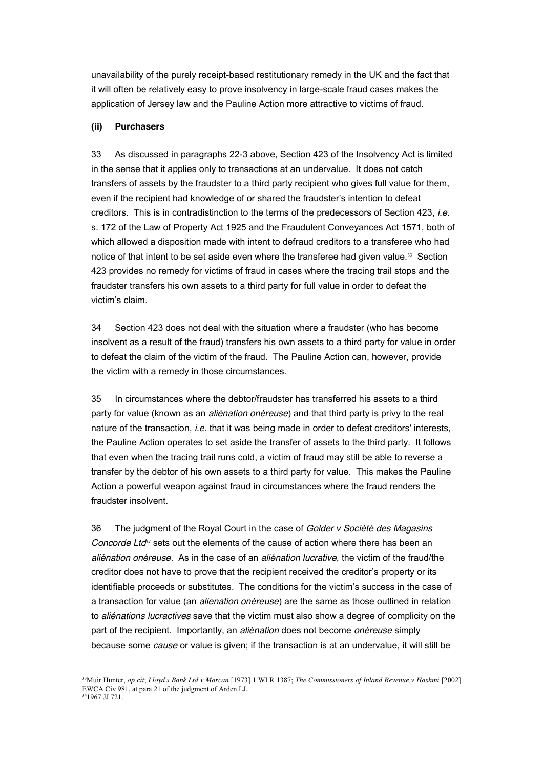unavailability of the purely receipt-based restitutionary remedy in the UK and the fact that it will often be relatively easy to prove insolvency in large-scale fraud cases makes the application of Jersey law and the Pauline Action more attractive to victims of fraud.

**(ii) Purchasers**

33 As discussed in paragraphs 22-3 above, Section 423 of the Insolvency Act is limited in the sense that it applies only to transactions at an undervalue. It does not catch transfers of assets by the fraudster to a third party recipient who gives full value for them, even if the recipient had knowledge of or shared the fraudster's intention to defeat creditors. This is in contradistinction to the terms of the predecessors of Section 423, *i.e.* s. 172 of the Law of Property Act 1925 and the Fraudulent Conveyances Act 1571, both of which allowed a disposition made with intent to defraud creditors to a transferee who had notice of that intent to be set aside even where the transferee had given value.[33] Section 423 provides no remedy for victims of fraud in cases where the tracing trail stops and the fraudster transfers his own assets to a third party for full value in order to defeat the victim's claim.

34 Section 423 does not deal with the situation where a fraudster (who has become insolvent as a result of the fraud) transfers his own assets to a third party for value in order to defeat the claim of the victim of the fraud. The Pauline Action can, however, provide the victim with a remedy in those circumstances.

35 In circumstances where the debtor/fraudster has transferred his assets to a third party for value (known as an *aliénation onéreuse*) and that third party is privy to the real nature of the transaction, *i.e.* that it was being made in order to defeat creditors' interests, the Pauline Action operates to set aside the transfer of assets to the third party. It follows that even when the tracing trail runs cold, a victim of fraud may still be able to reverse a transfer by the debtor of his own assets to a third party for value. This makes the Pauline Action a powerful weapon against fraud in circumstances where the fraud renders the fraudster insolvent.

36 The judgment of the Royal Court in the case of *Golder v Société des Magasins Concorde Ltd*[34] sets out the elements of the cause of action where there has been an *aliénation onéreuse*. As in the case of an *aliénation lucrative*, the victim of the fraud/the creditor does not have to prove that the recipient received the creditor's property or its identifiable proceeds or substitutes. The conditions for the victim's success in the case of a transaction for value (an *alienation onéreuse*) are the same as those outlined in relation to *aliénations lucratives* save that the victim must also show a degree of complicity on the part of the recipient. Importantly, an *aliénation* does not become *onéreuse* simply because some *cause* or value is given; if the transaction is at an undervalue, it will still be

---

[33] Muir Hunter, *op cit*; *Lloyd's Bank Ltd v Marcan* [1973] 1 WLR 1387; *The Commissioners of Inland Revenue v Hashmi* [2002] EWCA Civ 981, at para 21 of the judgment of Arden LJ.

[34] 1967 JJ 721.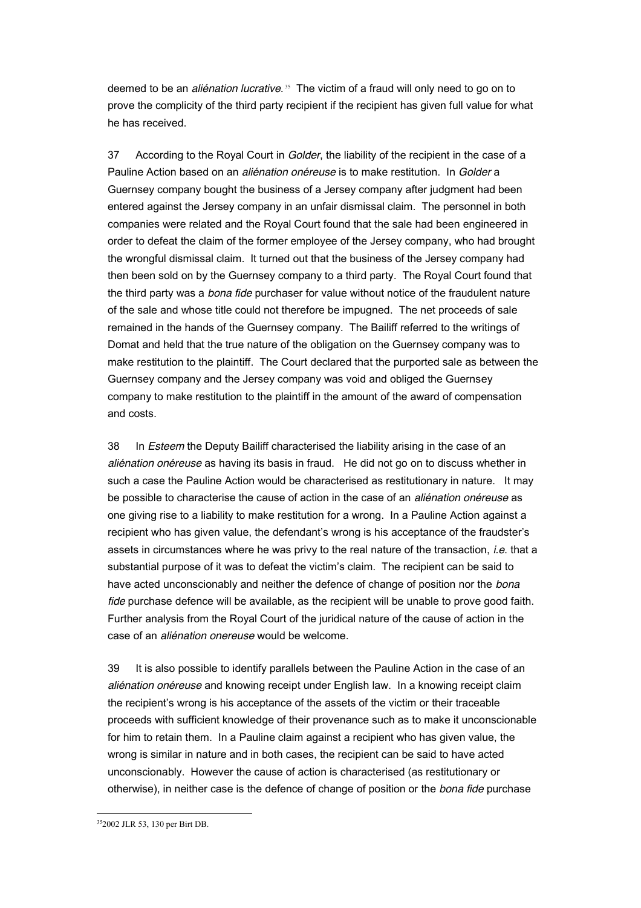deemed to be an *aliénation lucrative.*[35] The victim of a fraud will only need to go on to prove the complicity of the third party recipient if the recipient has given full value for what he has received.

37 According to the Royal Court in *Golder*, the liability of the recipient in the case of a Pauline Action based on an *aliénation onéreuse* is to make restitution. In *Golder* a Guernsey company bought the business of a Jersey company after judgment had been entered against the Jersey company in an unfair dismissal claim. The personnel in both companies were related and the Royal Court found that the sale had been engineered in order to defeat the claim of the former employee of the Jersey company, who had brought the wrongful dismissal claim. It turned out that the business of the Jersey company had then been sold on by the Guernsey company to a third party. The Royal Court found that the third party was a *bona fide* purchaser for value without notice of the fraudulent nature of the sale and whose title could not therefore be impugned. The net proceeds of sale remained in the hands of the Guernsey company. The Bailiff referred to the writings of Domat and held that the true nature of the obligation on the Guernsey company was to make restitution to the plaintiff. The Court declared that the purported sale as between the Guernsey company and the Jersey company was void and obliged the Guernsey company to make restitution to the plaintiff in the amount of the award of compensation and costs.

38 In *Esteem* the Deputy Bailiff characterised the liability arising in the case of an *aliénation onéreuse* as having its basis in fraud. He did not go on to discuss whether in such a case the Pauline Action would be characterised as restitutionary in nature. It may be possible to characterise the cause of action in the case of an *aliénation onéreuse* as one giving rise to a liability to make restitution for a wrong. In a Pauline Action against a recipient who has given value, the defendant's wrong is his acceptance of the fraudster's assets in circumstances where he was privy to the real nature of the transaction, *i.e.* that a substantial purpose of it was to defeat the victim's claim. The recipient can be said to have acted unconscionably and neither the defence of change of position nor the *bona fide* purchase defence will be available, as the recipient will be unable to prove good faith. Further analysis from the Royal Court of the juridical nature of the cause of action in the case of an *aliénation onereuse* would be welcome.

39 It is also possible to identify parallels between the Pauline Action in the case of an *aliénation onéreuse* and knowing receipt under English law. In a knowing receipt claim the recipient's wrong is his acceptance of the assets of the victim or their traceable proceeds with sufficient knowledge of their provenance such as to make it unconscionable for him to retain them. In a Pauline claim against a recipient who has given value, the wrong is similar in nature and in both cases, the recipient can be said to have acted unconscionably. However the cause of action is characterised (as restitutionary or otherwise), in neither case is the defence of change of position or the *bona fide* purchase

[35] 2002 JLR 53, 130 per Birt DB.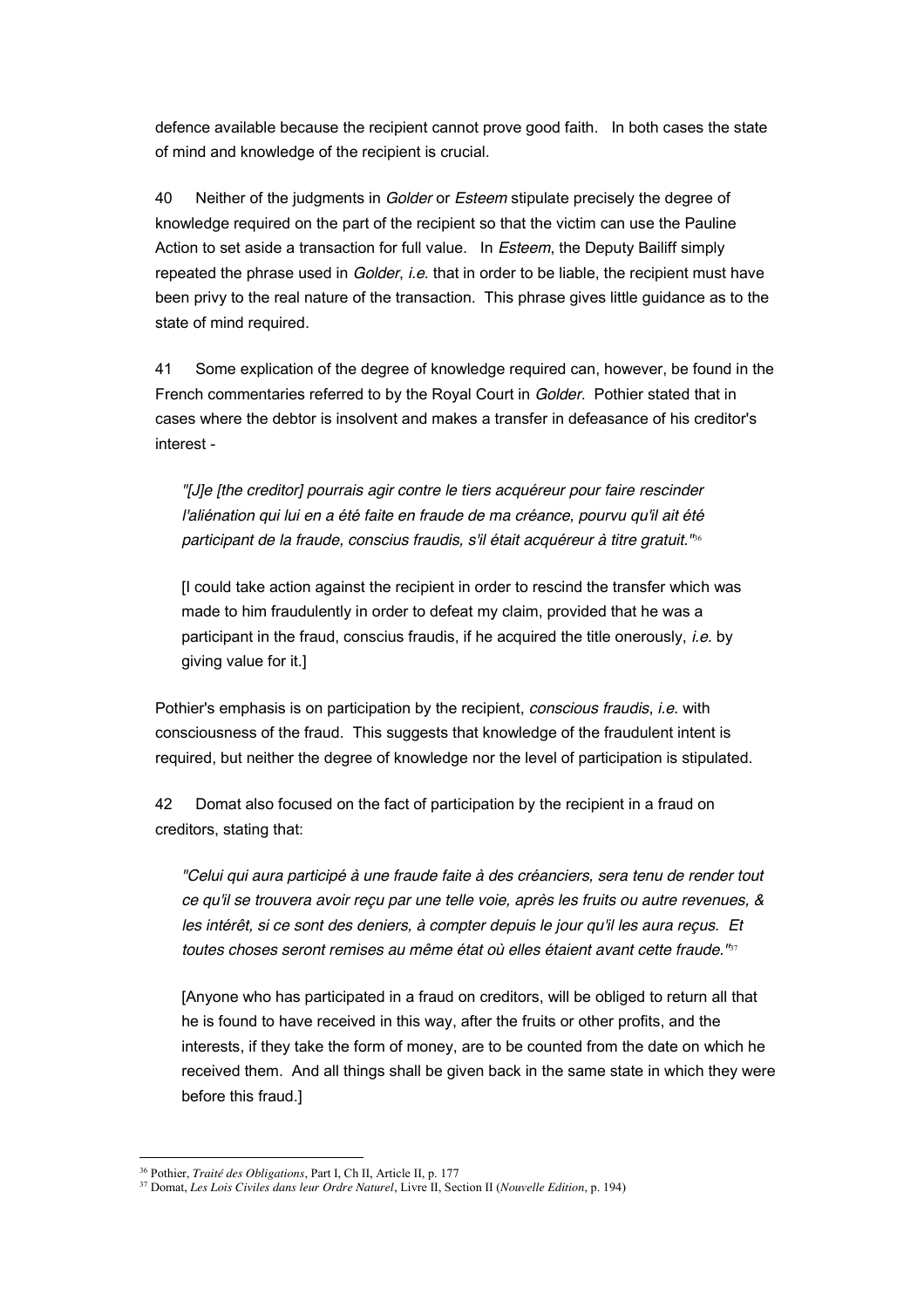defence available because the recipient cannot prove good faith. In both cases the state of mind and knowledge of the recipient is crucial.

40 Neither of the judgments in *Golder* or *Esteem* stipulate precisely the degree of knowledge required on the part of the recipient so that the victim can use the Pauline Action to set aside a transaction for full value. In *Esteem*, the Deputy Bailiff simply repeated the phrase used in *Golder*, *i.e.* that in order to be liable, the recipient must have been privy to the real nature of the transaction. This phrase gives little guidance as to the state of mind required.

41 Some explication of the degree of knowledge required can, however, be found in the French commentaries referred to by the Royal Court in *Golder*. Pothier stated that in cases where the debtor is insolvent and makes a transfer in defeasance of his creditor's interest -

> *"[J]e [the creditor] pourrais agir contre le tiers acquéreur pour faire rescinder l'aliénation qui lui en a été faite en fraude de ma créance, pourvu qu'il ait été participant de la fraude, conscius fraudis, s'il était acquéreur à titre gratuit."*[36]
>
> [I could take action against the recipient in order to rescind the transfer which was made to him fraudulently in order to defeat my claim, provided that he was a participant in the fraud, conscius fraudis, if he acquired the title onerously, *i.e.* by giving value for it.]

Pothier's emphasis is on participation by the recipient, *conscious fraudis*, *i.e.* with consciousness of the fraud. This suggests that knowledge of the fraudulent intent is required, but neither the degree of knowledge nor the level of participation is stipulated.

42 Domat also focused on the fact of participation by the recipient in a fraud on creditors, stating that:

> *"Celui qui aura participé à une fraude faite à des créanciers, sera tenu de render tout ce qu'il se trouvera avoir reçu par une telle voie, après les fruits ou autre revenues, & les intérêt, si ce sont des deniers, à compter depuis le jour qu'il les aura reçus. Et toutes choses seront remises au même état où elles étaient avant cette fraude."*[37]
>
> [Anyone who has participated in a fraud on creditors, will be obliged to return all that he is found to have received in this way, after the fruits or other profits, and the interests, if they take the form of money, are to be counted from the date on which he received them. And all things shall be given back in the same state in which they were before this fraud.]

---

[36] Pothier, *Traité des Obligations*, Part I, Ch II, Article II, p. 177

[37] Domat, *Les Lois Civiles dans leur Ordre Naturel*, Livre II, Section II (*Nouvelle Edition*, p. 194)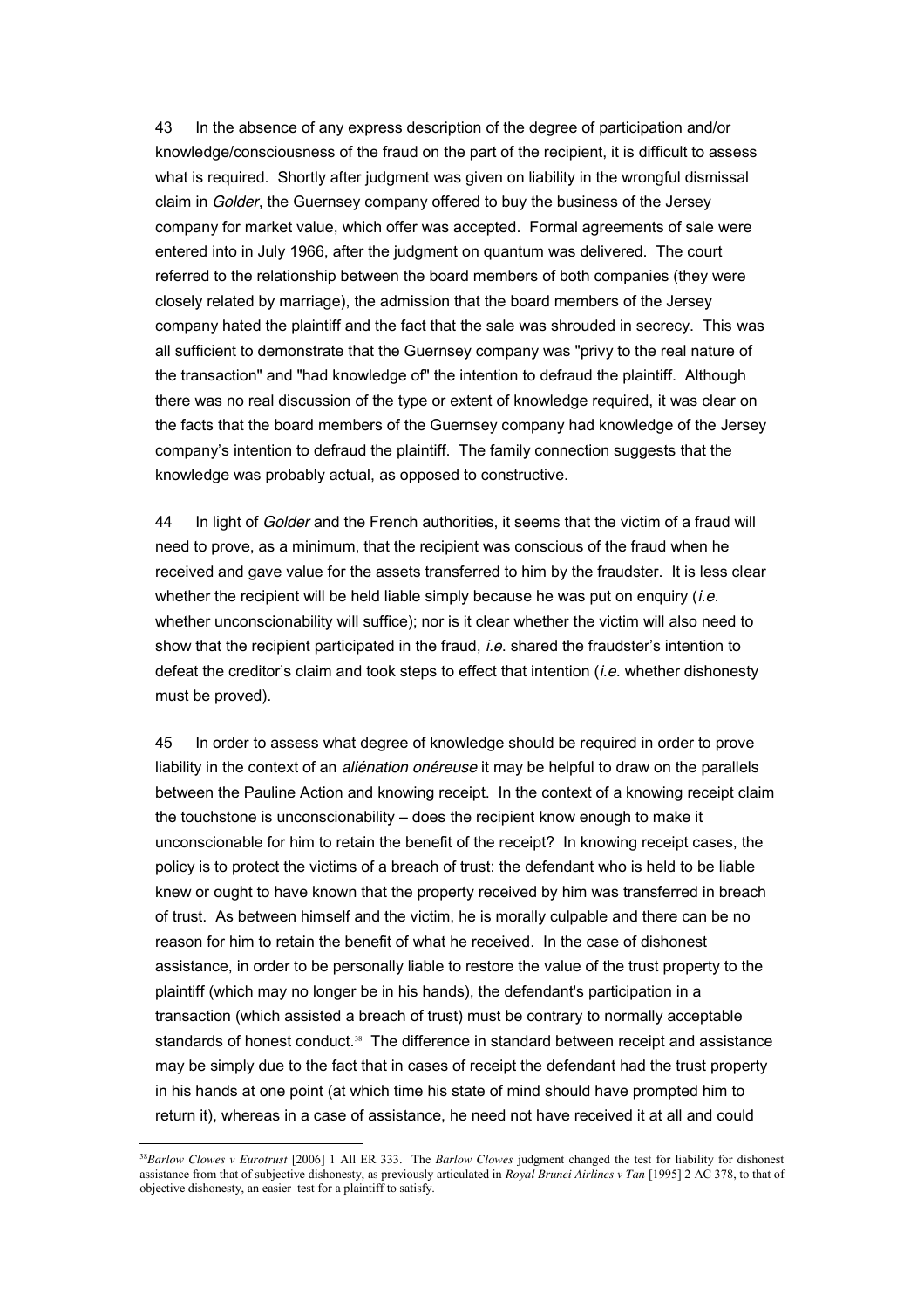43 In the absence of any express description of the degree of participation and/or knowledge/consciousness of the fraud on the part of the recipient, it is difficult to assess what is required. Shortly after judgment was given on liability in the wrongful dismissal claim in *Golder*, the Guernsey company offered to buy the business of the Jersey company for market value, which offer was accepted. Formal agreements of sale were entered into in July 1966, after the judgment on quantum was delivered. The court referred to the relationship between the board members of both companies (they were closely related by marriage), the admission that the board members of the Jersey company hated the plaintiff and the fact that the sale was shrouded in secrecy. This was all sufficient to demonstrate that the Guernsey company was "privy to the real nature of the transaction" and "had knowledge of" the intention to defraud the plaintiff. Although there was no real discussion of the type or extent of knowledge required, it was clear on the facts that the board members of the Guernsey company had knowledge of the Jersey company's intention to defraud the plaintiff. The family connection suggests that the knowledge was probably actual, as opposed to constructive.

44 In light of *Golder* and the French authorities, it seems that the victim of a fraud will need to prove, as a minimum, that the recipient was conscious of the fraud when he received and gave value for the assets transferred to him by the fraudster. It is less clear whether the recipient will be held liable simply because he was put on enquiry (*i.e.* whether unconscionability will suffice); nor is it clear whether the victim will also need to show that the recipient participated in the fraud, *i.e.* shared the fraudster's intention to defeat the creditor's claim and took steps to effect that intention (*i.e.* whether dishonesty must be proved).

45 In order to assess what degree of knowledge should be required in order to prove liability in the context of an *aliénation onéreuse* it may be helpful to draw on the parallels between the Pauline Action and knowing receipt. In the context of a knowing receipt claim the touchstone is unconscionability – does the recipient know enough to make it unconscionable for him to retain the benefit of the receipt? In knowing receipt cases, the policy is to protect the victims of a breach of trust: the defendant who is held to be liable knew or ought to have known that the property received by him was transferred in breach of trust. As between himself and the victim, he is morally culpable and there can be no reason for him to retain the benefit of what he received. In the case of dishonest assistance, in order to be personally liable to restore the value of the trust property to the plaintiff (which may no longer be in his hands), the defendant's participation in a transaction (which assisted a breach of trust) must be contrary to normally acceptable standards of honest conduct.[38] The difference in standard between receipt and assistance may be simply due to the fact that in cases of receipt the defendant had the trust property in his hands at one point (at which time his state of mind should have prompted him to return it), whereas in a case of assistance, he need not have received it at all and could

---

[38] *Barlow Clowes v Eurotrust* [2006] 1 All ER 333. The *Barlow Clowes* judgment changed the test for liability for dishonest assistance from that of subjective dishonesty, as previously articulated in *Royal Brunei Airlines v Tan* [1995] 2 AC 378, to that of objective dishonesty, an easier test for a plaintiff to satisfy.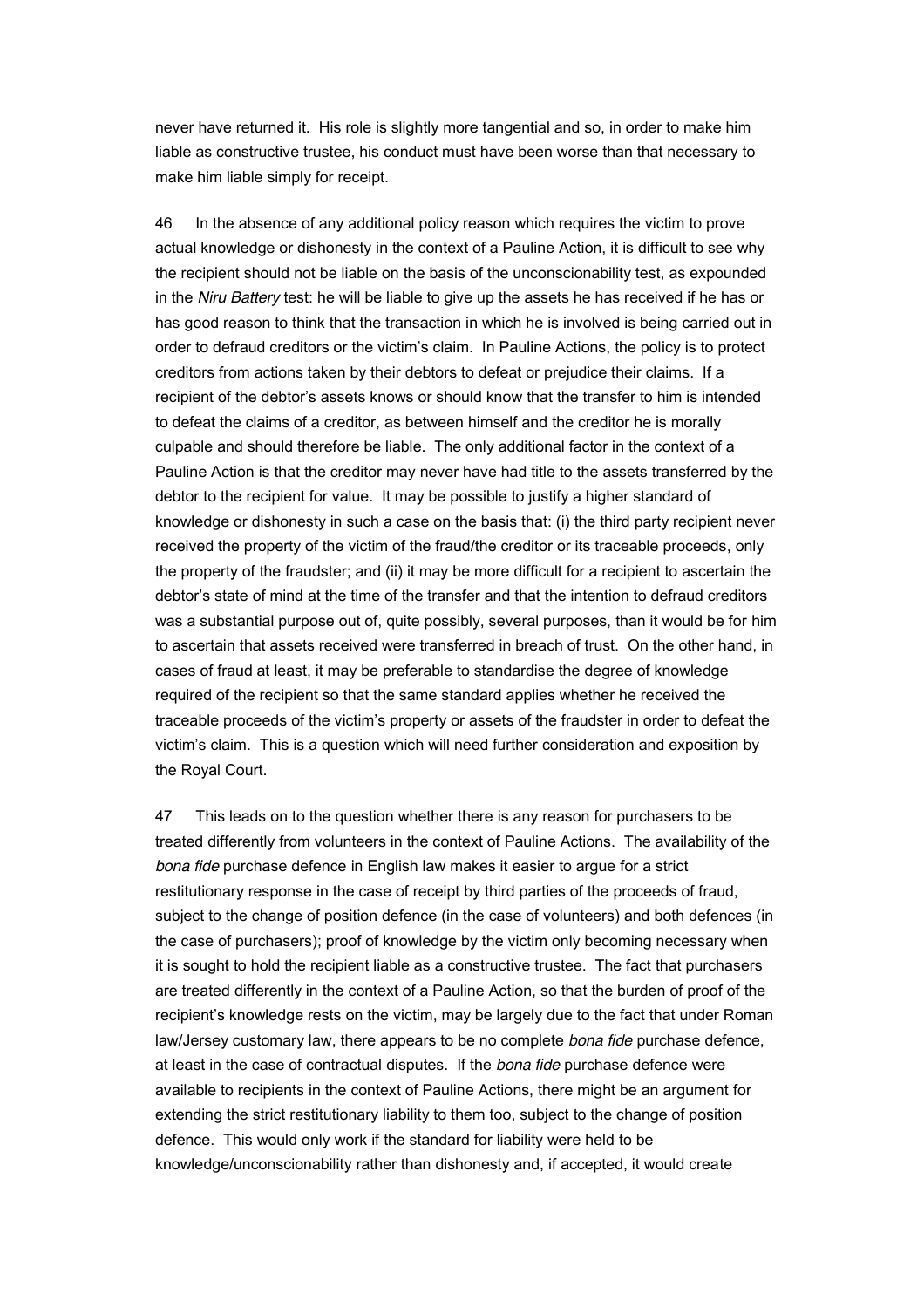never have returned it. His role is slightly more tangential and so, in order to make him liable as constructive trustee, his conduct must have been worse than that necessary to make him liable simply for receipt.

46 In the absence of any additional policy reason which requires the victim to prove actual knowledge or dishonesty in the context of a Pauline Action, it is difficult to see why the recipient should not be liable on the basis of the unconscionability test, as expounded in the *Niru Battery* test: he will be liable to give up the assets he has received if he has or has good reason to think that the transaction in which he is involved is being carried out in order to defraud creditors or the victim's claim. In Pauline Actions, the policy is to protect creditors from actions taken by their debtors to defeat or prejudice their claims. If a recipient of the debtor's assets knows or should know that the transfer to him is intended to defeat the claims of a creditor, as between himself and the creditor he is morally culpable and should therefore be liable. The only additional factor in the context of a Pauline Action is that the creditor may never have had title to the assets transferred by the debtor to the recipient for value. It may be possible to justify a higher standard of knowledge or dishonesty in such a case on the basis that: (i) the third party recipient never received the property of the victim of the fraud/the creditor or its traceable proceeds, only the property of the fraudster; and (ii) it may be more difficult for a recipient to ascertain the debtor's state of mind at the time of the transfer and that the intention to defraud creditors was a substantial purpose out of, quite possibly, several purposes, than it would be for him to ascertain that assets received were transferred in breach of trust. On the other hand, in cases of fraud at least, it may be preferable to standardise the degree of knowledge required of the recipient so that the same standard applies whether he received the traceable proceeds of the victim's property or assets of the fraudster in order to defeat the victim's claim. This is a question which will need further consideration and exposition by the Royal Court.

47 This leads on to the question whether there is any reason for purchasers to be treated differently from volunteers in the context of Pauline Actions. The availability of the *bona fide* purchase defence in English law makes it easier to argue for a strict restitutionary response in the case of receipt by third parties of the proceeds of fraud, subject to the change of position defence (in the case of volunteers) and both defences (in the case of purchasers); proof of knowledge by the victim only becoming necessary when it is sought to hold the recipient liable as a constructive trustee. The fact that purchasers are treated differently in the context of a Pauline Action, so that the burden of proof of the recipient's knowledge rests on the victim, may be largely due to the fact that under Roman law/Jersey customary law, there appears to be no complete *bona fide* purchase defence, at least in the case of contractual disputes. If the *bona fide* purchase defence were available to recipients in the context of Pauline Actions, there might be an argument for extending the strict restitutionary liability to them too, subject to the change of position defence. This would only work if the standard for liability were held to be knowledge/unconscionability rather than dishonesty and, if accepted, it would create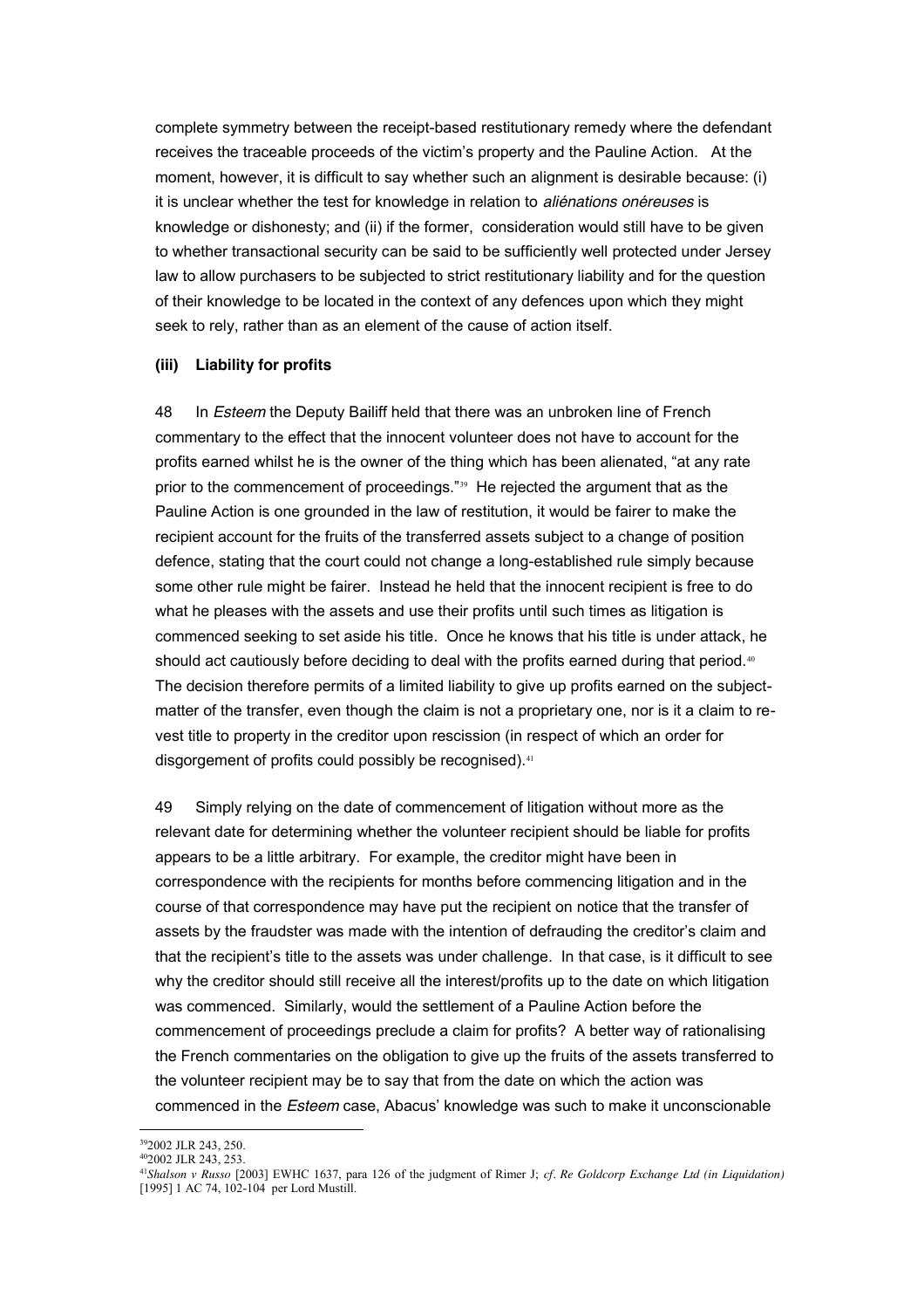complete symmetry between the receipt-based restitutionary remedy where the defendant receives the traceable proceeds of the victim's property and the Pauline Action. At the moment, however, it is difficult to say whether such an alignment is desirable because: (i) it is unclear whether the test for knowledge in relation to *aliénations onéreuses* is knowledge or dishonesty; and (ii) if the former, consideration would still have to be given to whether transactional security can be said to be sufficiently well protected under Jersey law to allow purchasers to be subjected to strict restitutionary liability and for the question of their knowledge to be located in the context of any defences upon which they might seek to rely, rather than as an element of the cause of action itself.

**(iii) Liability for profits**

48 In *Esteem* the Deputy Bailiff held that there was an unbroken line of French commentary to the effect that the innocent volunteer does not have to account for the profits earned whilst he is the owner of the thing which has been alienated, "at any rate prior to the commencement of proceedings."[39] He rejected the argument that as the Pauline Action is one grounded in the law of restitution, it would be fairer to make the recipient account for the fruits of the transferred assets subject to a change of position defence, stating that the court could not change a long-established rule simply because some other rule might be fairer. Instead he held that the innocent recipient is free to do what he pleases with the assets and use their profits until such times as litigation is commenced seeking to set aside his title. Once he knows that his title is under attack, he should act cautiously before deciding to deal with the profits earned during that period.[40] The decision therefore permits of a limited liability to give up profits earned on the subject-matter of the transfer, even though the claim is not a proprietary one, nor is it a claim to re-vest title to property in the creditor upon rescission (in respect of which an order for disgorgement of profits could possibly be recognised).[41]

49 Simply relying on the date of commencement of litigation without more as the relevant date for determining whether the volunteer recipient should be liable for profits appears to be a little arbitrary. For example, the creditor might have been in correspondence with the recipients for months before commencing litigation and in the course of that correspondence may have put the recipient on notice that the transfer of assets by the fraudster was made with the intention of defrauding the creditor's claim and that the recipient's title to the assets was under challenge. In that case, is it difficult to see why the creditor should still receive all the interest/profits up to the date on which litigation was commenced. Similarly, would the settlement of a Pauline Action before the commencement of proceedings preclude a claim for profits? A better way of rationalising the French commentaries on the obligation to give up the fruits of the assets transferred to the volunteer recipient may be to say that from the date on which the action was commenced in the *Esteem* case, Abacus' knowledge was such to make it unconscionable

---

[39] 2002 JLR 243, 250.

[40] 2002 JLR 243, 253.

[41] *Shalson v Russo* [2003] EWHC 1637, para 126 of the judgment of Rimer J; *cf*. *Re Goldcorp Exchange Ltd (in Liquidation)* [1995] 1 AC 74, 102-104 per Lord Mustill.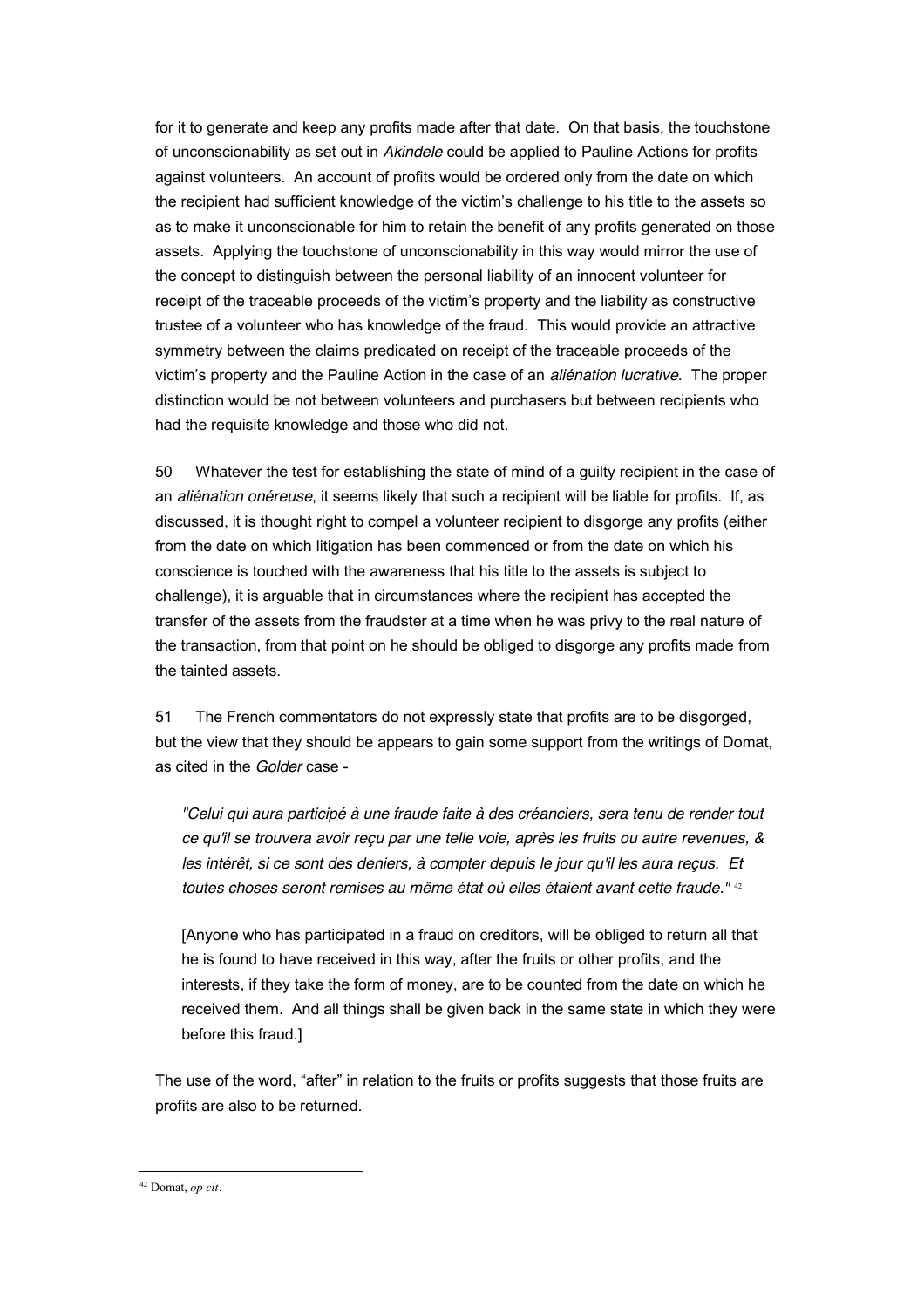for it to generate and keep any profits made after that date. On that basis, the touchstone of unconscionability as set out in *Akindele* could be applied to Pauline Actions for profits against volunteers. An account of profits would be ordered only from the date on which the recipient had sufficient knowledge of the victim's challenge to his title to the assets so as to make it unconscionable for him to retain the benefit of any profits generated on those assets. Applying the touchstone of unconscionability in this way would mirror the use of the concept to distinguish between the personal liability of an innocent volunteer for receipt of the traceable proceeds of the victim's property and the liability as constructive trustee of a volunteer who has knowledge of the fraud. This would provide an attractive symmetry between the claims predicated on receipt of the traceable proceeds of the victim's property and the Pauline Action in the case of an *aliénation lucrative*. The proper distinction would be not between volunteers and purchasers but between recipients who had the requisite knowledge and those who did not.

50 Whatever the test for establishing the state of mind of a guilty recipient in the case of an *aliénation onéreuse*, it seems likely that such a recipient will be liable for profits. If, as discussed, it is thought right to compel a volunteer recipient to disgorge any profits (either from the date on which litigation has been commenced or from the date on which his conscience is touched with the awareness that his title to the assets is subject to challenge), it is arguable that in circumstances where the recipient has accepted the transfer of the assets from the fraudster at a time when he was privy to the real nature of the transaction, from that point on he should be obliged to disgorge any profits made from the tainted assets.

51 The French commentators do not expressly state that profits are to be disgorged, but the view that they should be appears to gain some support from the writings of Domat, as cited in the *Golder* case -

> *"Celui qui aura participé à une fraude faite à des créanciers, sera tenu de render tout ce qu'il se trouvera avoir reçu par une telle voie, après les fruits ou autre revenues, & les intérêt, si ce sont des deniers, à compter depuis le jour qu'il les aura reçus. Et toutes choses seront remises au même état où elles étaient avant cette fraude."* [42]
>
> [Anyone who has participated in a fraud on creditors, will be obliged to return all that he is found to have received in this way, after the fruits or other profits, and the interests, if they take the form of money, are to be counted from the date on which he received them. And all things shall be given back in the same state in which they were before this fraud.]

The use of the word, "after" in relation to the fruits or profits suggests that those fruits are profits are also to be returned.

---

[42] Domat, *op cit*.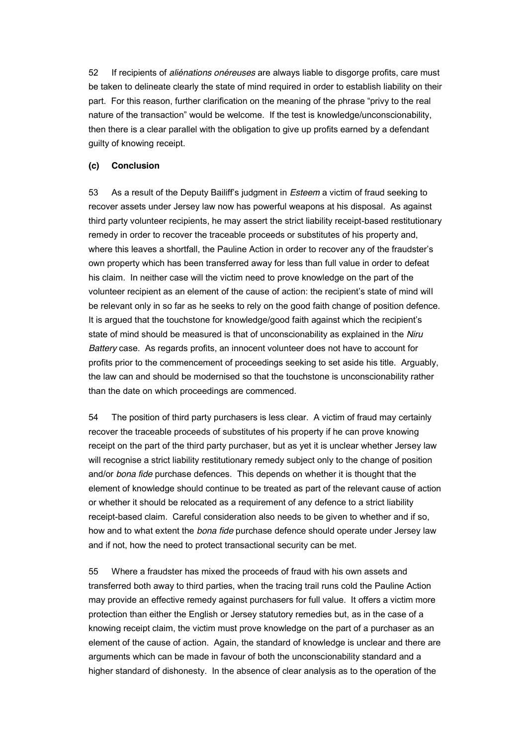52 If recipients of *aliénations onéreuses* are always liable to disgorge profits, care must be taken to delineate clearly the state of mind required in order to establish liability on their part. For this reason, further clarification on the meaning of the phrase "privy to the real nature of the transaction" would be welcome. If the test is knowledge/unconscionability, then there is a clear parallel with the obligation to give up profits earned by a defendant guilty of knowing receipt.

### (c) Conclusion

53 As a result of the Deputy Bailiff's judgment in *Esteem* a victim of fraud seeking to recover assets under Jersey law now has powerful weapons at his disposal. As against third party volunteer recipients, he may assert the strict liability receipt-based restitutionary remedy in order to recover the traceable proceeds or substitutes of his property and, where this leaves a shortfall, the Pauline Action in order to recover any of the fraudster's own property which has been transferred away for less than full value in order to defeat his claim. In neither case will the victim need to prove knowledge on the part of the volunteer recipient as an element of the cause of action: the recipient's state of mind will be relevant only in so far as he seeks to rely on the good faith change of position defence. It is argued that the touchstone for knowledge/good faith against which the recipient's state of mind should be measured is that of unconscionability as explained in the *Niru Battery* case. As regards profits, an innocent volunteer does not have to account for profits prior to the commencement of proceedings seeking to set aside his title. Arguably, the law can and should be modernised so that the touchstone is unconscionability rather than the date on which proceedings are commenced.

54 The position of third party purchasers is less clear. A victim of fraud may certainly recover the traceable proceeds of substitutes of his property if he can prove knowing receipt on the part of the third party purchaser, but as yet it is unclear whether Jersey law will recognise a strict liability restitutionary remedy subject only to the change of position and/or *bona fide* purchase defences. This depends on whether it is thought that the element of knowledge should continue to be treated as part of the relevant cause of action or whether it should be relocated as a requirement of any defence to a strict liability receipt-based claim. Careful consideration also needs to be given to whether and if so, how and to what extent the *bona fide* purchase defence should operate under Jersey law and if not, how the need to protect transactional security can be met.

55 Where a fraudster has mixed the proceeds of fraud with his own assets and transferred both away to third parties, when the tracing trail runs cold the Pauline Action may provide an effective remedy against purchasers for full value. It offers a victim more protection than either the English or Jersey statutory remedies but, as in the case of a knowing receipt claim, the victim must prove knowledge on the part of a purchaser as an element of the cause of action. Again, the standard of knowledge is unclear and there are arguments which can be made in favour of both the unconscionability standard and a higher standard of dishonesty. In the absence of clear analysis as to the operation of the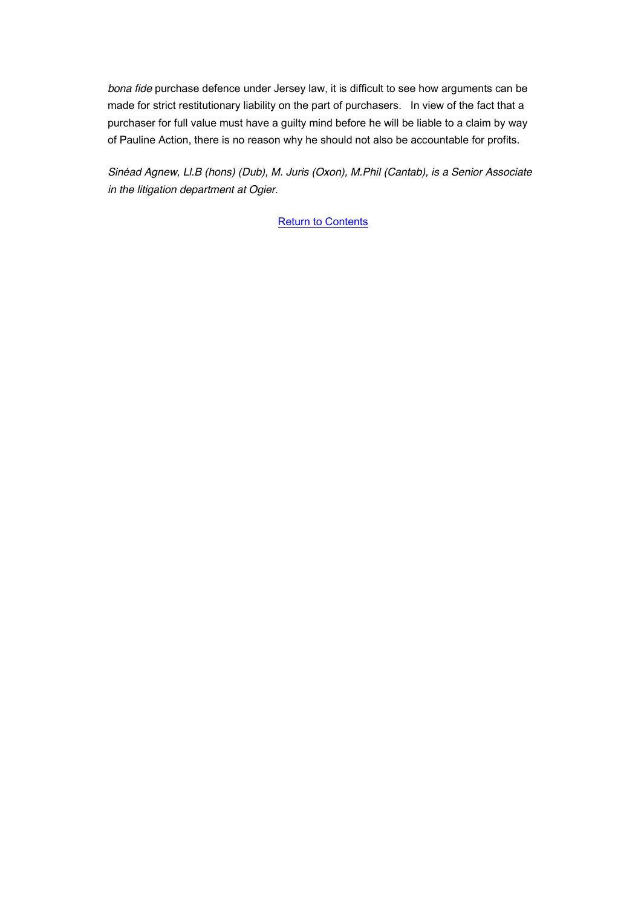*bona fide* purchase defence under Jersey law, it is difficult to see how arguments can be made for strict restitutionary liability on the part of purchasers. In view of the fact that a purchaser for full value must have a guilty mind before he will be liable to a claim by way of Pauline Action, there is no reason why he should not also be accountable for profits.

*Sinéad Agnew, Ll.B (hons) (Dub), M. Juris (Oxon), M.Phil (Cantab), is a Senior Associate in the litigation department at Ogier.*

Return to Contents